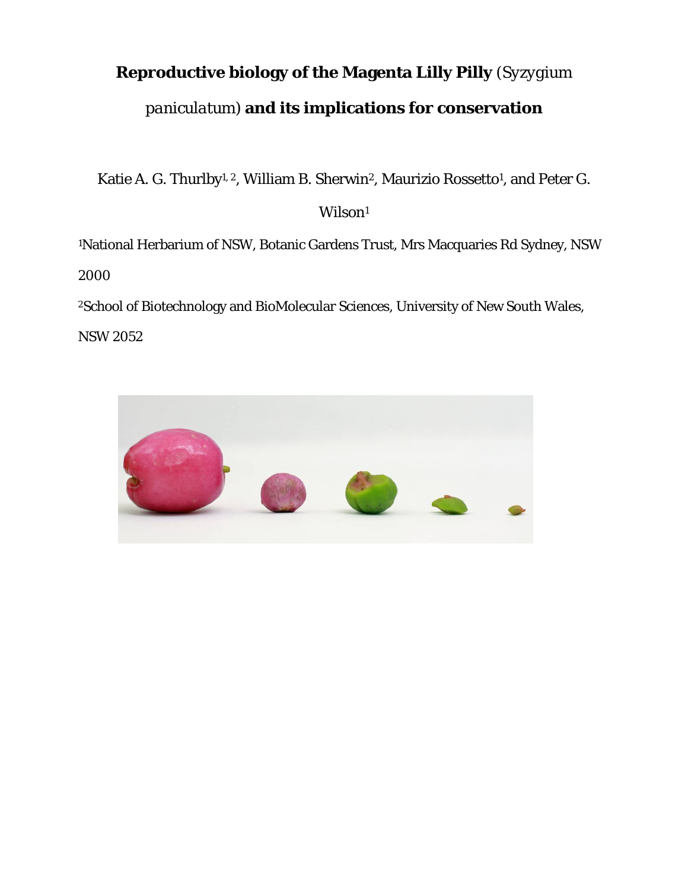# **Reproductive biology of the Magenta Lilly Pilly** (*Syzygium paniculatum*) **and its implications for conservation**

Katie A. G. Thurlby[1, 2], William B. Sherwin[2], Maurizio Rossetto[1], and Peter G. Wilson[1]

[1]National Herbarium of NSW, Botanic Gardens Trust, Mrs Macquaries Rd Sydney, NSW 2000

[2]School of Biotechnology and BioMolecular Sciences, University of New South Wales, NSW 2052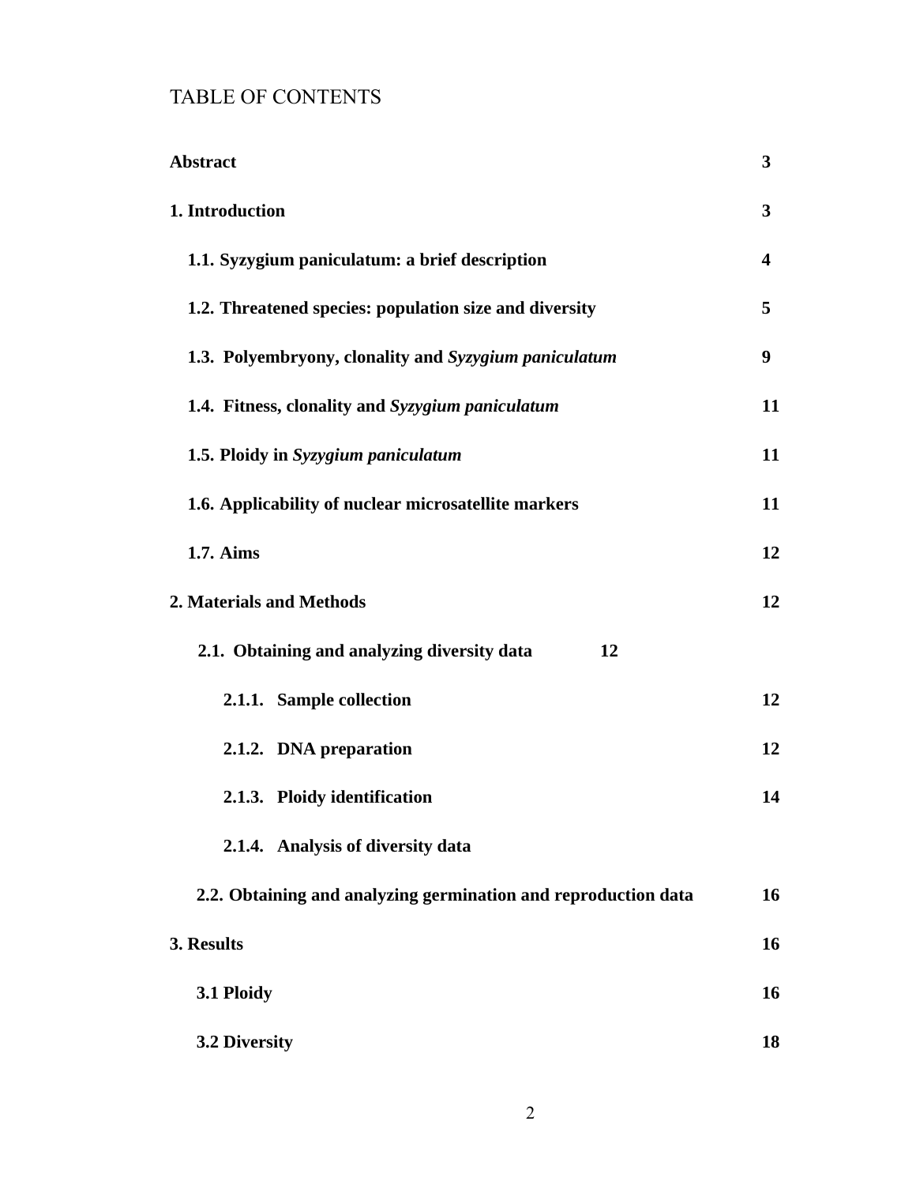# TABLE OF CONTENTS

| | |
|---|---|
| **Abstract** | **3** |
| **1. Introduction** | **3** |
| **1.1. Syzygium paniculatum: a brief description** | **4** |
| **1.2. Threatened species: population size and diversity** | **5** |
| **1.3. Polyembryony, clonality and *Syzygium paniculatum*** | **9** |
| **1.4. Fitness, clonality and *Syzygium paniculatum*** | **11** |
| **1.5. Ploidy in *Syzygium paniculatum*** | **11** |
| **1.6. Applicability of nuclear microsatellite markers** | **11** |
| **1.7. Aims** | **12** |
| **2. Materials and Methods** | **12** |
| **2.1. Obtaining and analyzing diversity data** | **12** |
| **2.1.1. Sample collection** | **12** |
| **2.1.2. DNA preparation** | **12** |
| **2.1.3. Ploidy identification** | **14** |
| **2.1.4. Analysis of diversity data** | |
| **2.2. Obtaining and analyzing germination and reproduction data** | **16** |
| **3. Results** | **16** |
| **3.1 Ploidy** | **16** |
| **3.2 Diversity** | **18** |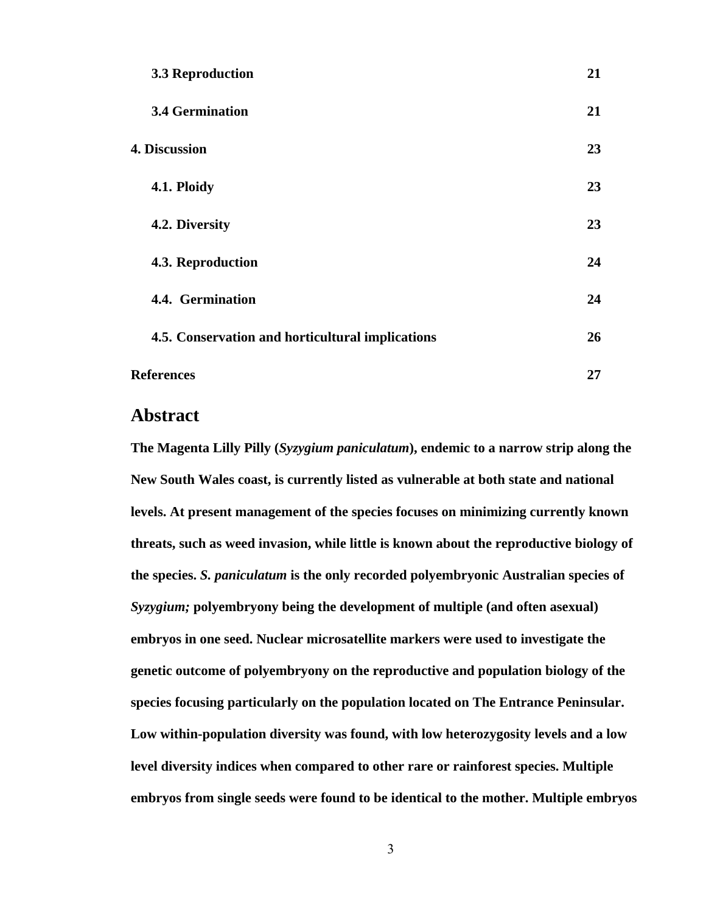| | |
|---|---|
| **3.3 Reproduction** | **21** |
| **3.4 Germination** | **21** |
| **4. Discussion** | **23** |
| **4.1. Ploidy** | **23** |
| **4.2. Diversity** | **23** |
| **4.3. Reproduction** | **24** |
| **4.4. Germination** | **24** |
| **4.5. Conservation and horticultural implications** | **26** |
| **References** | **27** |

## Abstract

**The Magenta Lilly Pilly (*Syzygium paniculatum*), endemic to a narrow strip along the New South Wales coast, is currently listed as vulnerable at both state and national levels. At present management of the species focuses on minimizing currently known threats, such as weed invasion, while little is known about the reproductive biology of the species. *S. paniculatum* is the only recorded polyembryonic Australian species of *Syzygium;* polyembryony being the development of multiple (and often asexual) embryos in one seed. Nuclear microsatellite markers were used to investigate the genetic outcome of polyembryony on the reproductive and population biology of the species focusing particularly on the population located on The Entrance Peninsular. Low within-population diversity was found, with low heterozygosity levels and a low level diversity indices when compared to other rare or rainforest species. Multiple embryos from single seeds were found to be identical to the mother. Multiple embryos**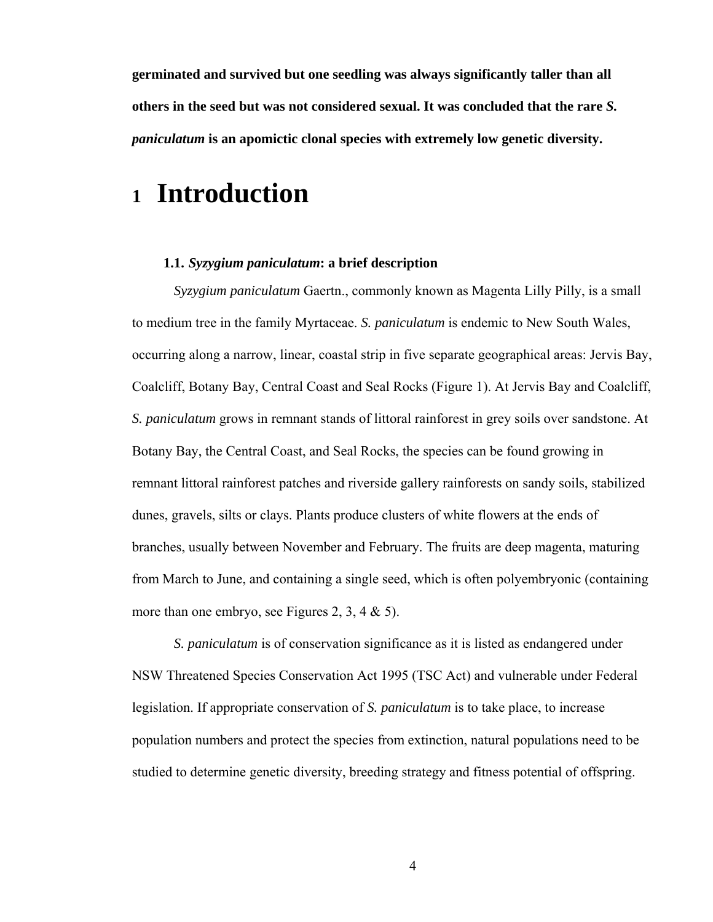**germinated and survived but one seedling was always significantly taller than all others in the seed but was not considered sexual. It was concluded that the rare *S. paniculatum* is an apomictic clonal species with extremely low genetic diversity.**

# 1 Introduction

### 1.1. *Syzygium paniculatum*: a brief description

*Syzygium paniculatum* Gaertn., commonly known as Magenta Lilly Pilly, is a small to medium tree in the family Myrtaceae. *S. paniculatum* is endemic to New South Wales, occurring along a narrow, linear, coastal strip in five separate geographical areas: Jervis Bay, Coalcliff, Botany Bay, Central Coast and Seal Rocks (Figure 1). At Jervis Bay and Coalcliff, *S. paniculatum* grows in remnant stands of littoral rainforest in grey soils over sandstone. At Botany Bay, the Central Coast, and Seal Rocks, the species can be found growing in remnant littoral rainforest patches and riverside gallery rainforests on sandy soils, stabilized dunes, gravels, silts or clays. Plants produce clusters of white flowers at the ends of branches, usually between November and February. The fruits are deep magenta, maturing from March to June, and containing a single seed, which is often polyembryonic (containing more than one embryo, see Figures 2, 3, 4 & 5).

*S. paniculatum* is of conservation significance as it is listed as endangered under NSW Threatened Species Conservation Act 1995 (TSC Act) and vulnerable under Federal legislation. If appropriate conservation of *S. paniculatum* is to take place, to increase population numbers and protect the species from extinction, natural populations need to be studied to determine genetic diversity, breeding strategy and fitness potential of offspring.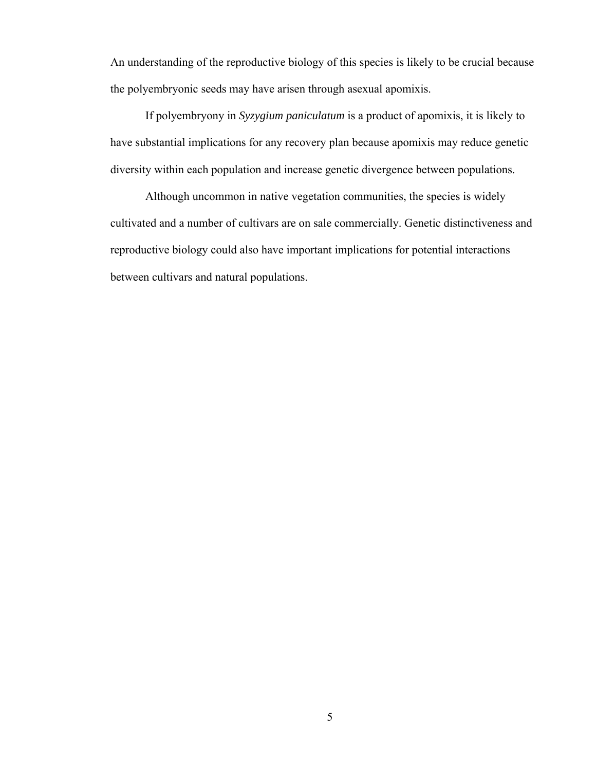An understanding of the reproductive biology of this species is likely to be crucial because the polyembryonic seeds may have arisen through asexual apomixis.

If polyembryony in *Syzygium paniculatum* is a product of apomixis, it is likely to have substantial implications for any recovery plan because apomixis may reduce genetic diversity within each population and increase genetic divergence between populations.

Although uncommon in native vegetation communities, the species is widely cultivated and a number of cultivars are on sale commercially. Genetic distinctiveness and reproductive biology could also have important implications for potential interactions between cultivars and natural populations.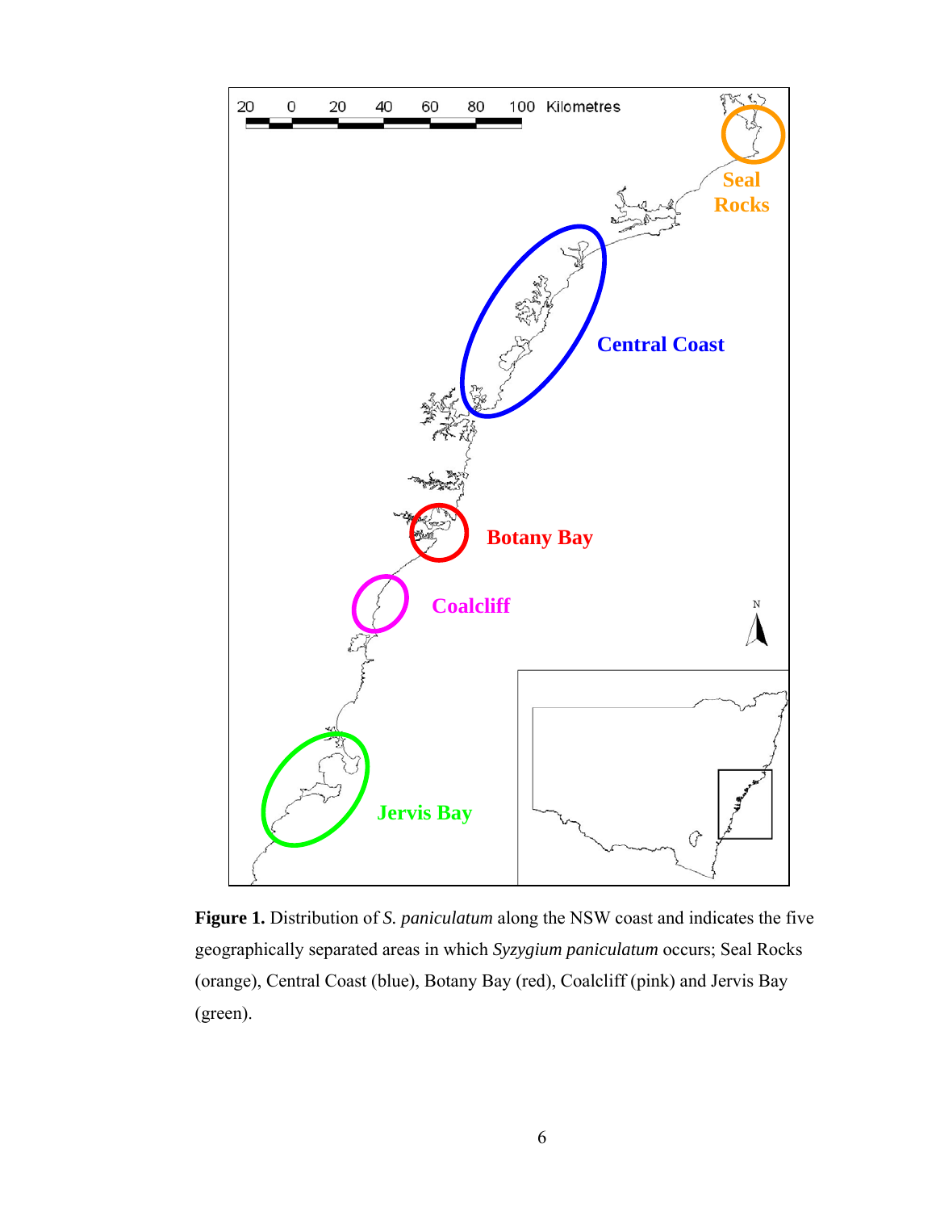**Figure 1.** Distribution of *S. paniculatum* along the NSW coast and indicates the five geographically separated areas in which *Syzygium paniculatum* occurs; Seal Rocks (orange), Central Coast (blue), Botany Bay (red), Coalcliff (pink) and Jervis Bay (green).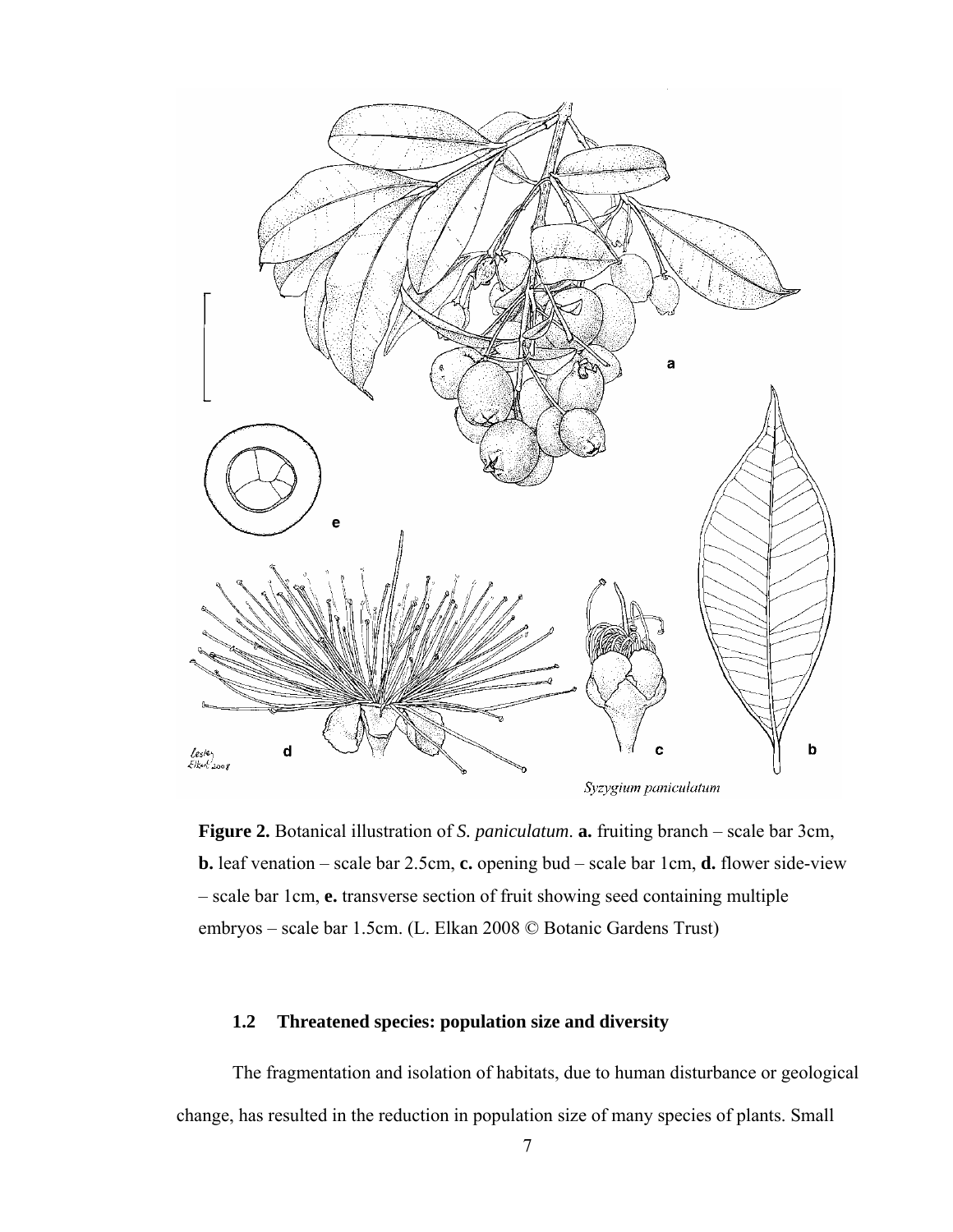**Figure 2.** Botanical illustration of *S. paniculatum*. **a.** fruiting branch – scale bar 3cm, **b.** leaf venation – scale bar 2.5cm, **c.** opening bud – scale bar 1cm, **d.** flower side-view – scale bar 1cm, **e.** transverse section of fruit showing seed containing multiple embryos – scale bar 1.5cm. (L. Elkan 2008 © Botanic Gardens Trust)

### 1.2 Threatened species: population size and diversity

The fragmentation and isolation of habitats, due to human disturbance or geological change, has resulted in the reduction in population size of many species of plants. Small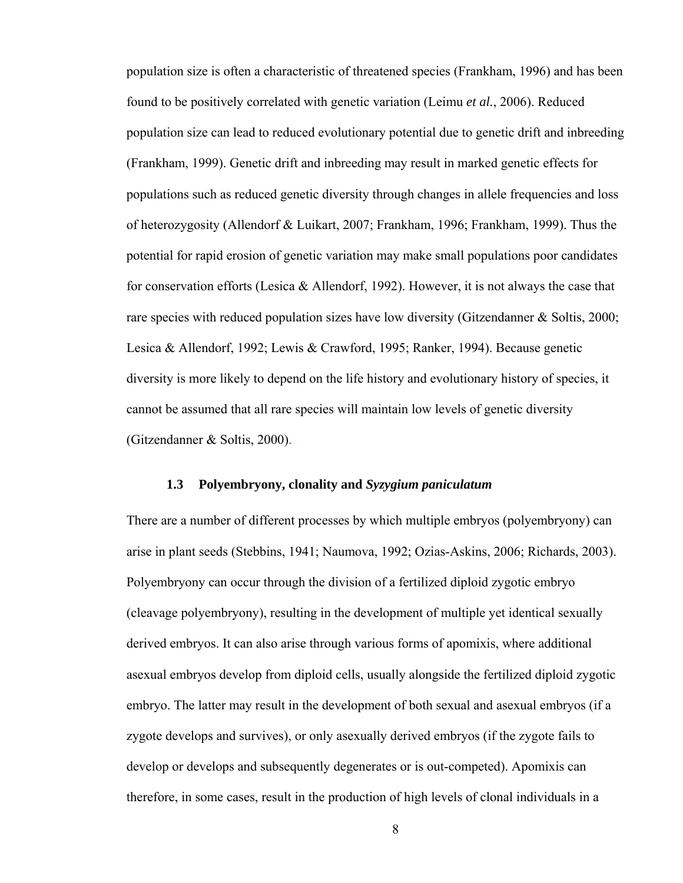population size is often a characteristic of threatened species (Frankham, 1996) and has been found to be positively correlated with genetic variation (Leimu *et al*., 2006). Reduced population size can lead to reduced evolutionary potential due to genetic drift and inbreeding (Frankham, 1999). Genetic drift and inbreeding may result in marked genetic effects for populations such as reduced genetic diversity through changes in allele frequencies and loss of heterozygosity (Allendorf & Luikart, 2007; Frankham, 1996; Frankham, 1999). Thus the potential for rapid erosion of genetic variation may make small populations poor candidates for conservation efforts (Lesica & Allendorf, 1992). However, it is not always the case that rare species with reduced population sizes have low diversity (Gitzendanner & Soltis, 2000; Lesica & Allendorf, 1992; Lewis & Crawford, 1995; Ranker, 1994). Because genetic diversity is more likely to depend on the life history and evolutionary history of species, it cannot be assumed that all rare species will maintain low levels of genetic diversity (Gitzendanner & Soltis, 2000).

### 1.3 Polyembryony, clonality and *Syzygium paniculatum*

There are a number of different processes by which multiple embryos (polyembryony) can arise in plant seeds (Stebbins, 1941; Naumova, 1992; Ozias-Askins, 2006; Richards, 2003). Polyembryony can occur through the division of a fertilized diploid zygotic embryo (cleavage polyembryony), resulting in the development of multiple yet identical sexually derived embryos. It can also arise through various forms of apomixis, where additional asexual embryos develop from diploid cells, usually alongside the fertilized diploid zygotic embryo. The latter may result in the development of both sexual and asexual embryos (if a zygote develops and survives), or only asexually derived embryos (if the zygote fails to develop or develops and subsequently degenerates or is out-competed). Apomixis can therefore, in some cases, result in the production of high levels of clonal individuals in a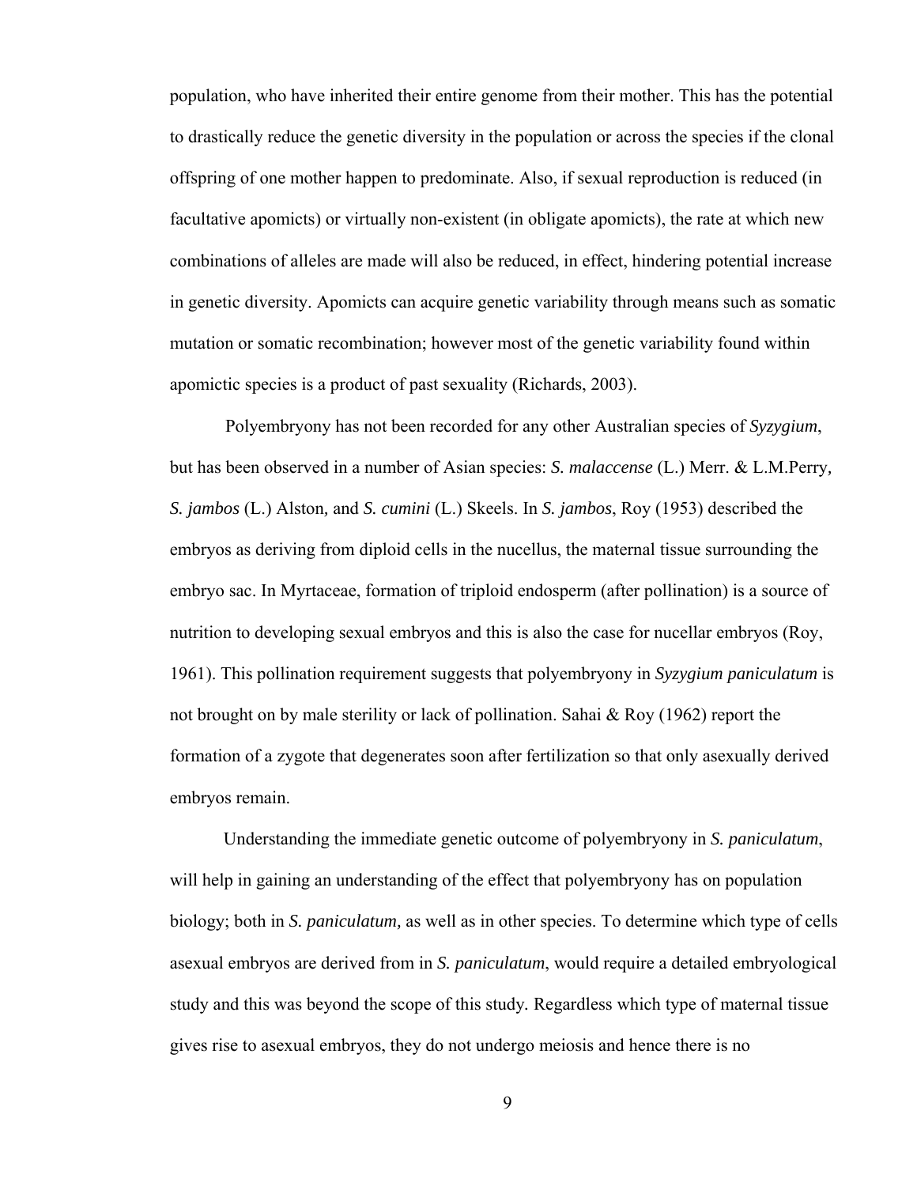population, who have inherited their entire genome from their mother. This has the potential to drastically reduce the genetic diversity in the population or across the species if the clonal offspring of one mother happen to predominate. Also, if sexual reproduction is reduced (in facultative apomicts) or virtually non-existent (in obligate apomicts), the rate at which new combinations of alleles are made will also be reduced, in effect, hindering potential increase in genetic diversity. Apomicts can acquire genetic variability through means such as somatic mutation or somatic recombination; however most of the genetic variability found within apomictic species is a product of past sexuality (Richards, 2003).

Polyembryony has not been recorded for any other Australian species of *Syzygium*, but has been observed in a number of Asian species: *S. malaccense* (L.) Merr. & L.M.Perry, *S. jambos* (L.) Alston, and *S. cumini* (L.) Skeels. In *S. jambos*, Roy (1953) described the embryos as deriving from diploid cells in the nucellus, the maternal tissue surrounding the embryo sac. In Myrtaceae, formation of triploid endosperm (after pollination) is a source of nutrition to developing sexual embryos and this is also the case for nucellar embryos (Roy, 1961). This pollination requirement suggests that polyembryony in *Syzygium paniculatum* is not brought on by male sterility or lack of pollination. Sahai & Roy (1962) report the formation of a zygote that degenerates soon after fertilization so that only asexually derived embryos remain.

Understanding the immediate genetic outcome of polyembryony in *S. paniculatum*, will help in gaining an understanding of the effect that polyembryony has on population biology; both in *S. paniculatum,* as well as in other species. To determine which type of cells asexual embryos are derived from in *S. paniculatum*, would require a detailed embryological study and this was beyond the scope of this study. Regardless which type of maternal tissue gives rise to asexual embryos, they do not undergo meiosis and hence there is no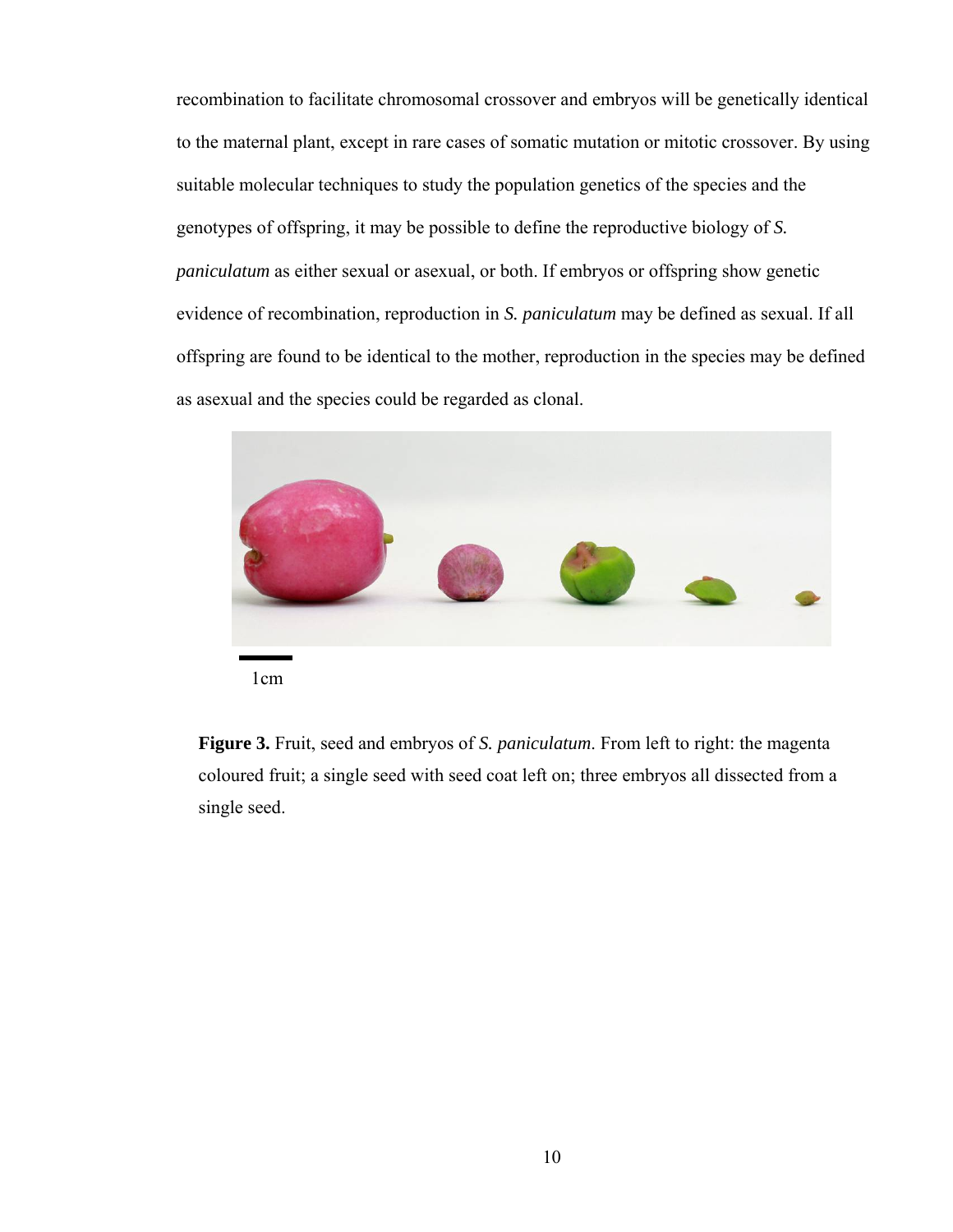recombination to facilitate chromosomal crossover and embryos will be genetically identical to the maternal plant, except in rare cases of somatic mutation or mitotic crossover. By using suitable molecular techniques to study the population genetics of the species and the genotypes of offspring, it may be possible to define the reproductive biology of *S. paniculatum* as either sexual or asexual, or both. If embryos or offspring show genetic evidence of recombination, reproduction in *S. paniculatum* may be defined as sexual. If all offspring are found to be identical to the mother, reproduction in the species may be defined as asexual and the species could be regarded as clonal.

1cm

**Figure 3.** Fruit, seed and embryos of *S. paniculatum*. From left to right: the magenta coloured fruit; a single seed with seed coat left on; three embryos all dissected from a single seed.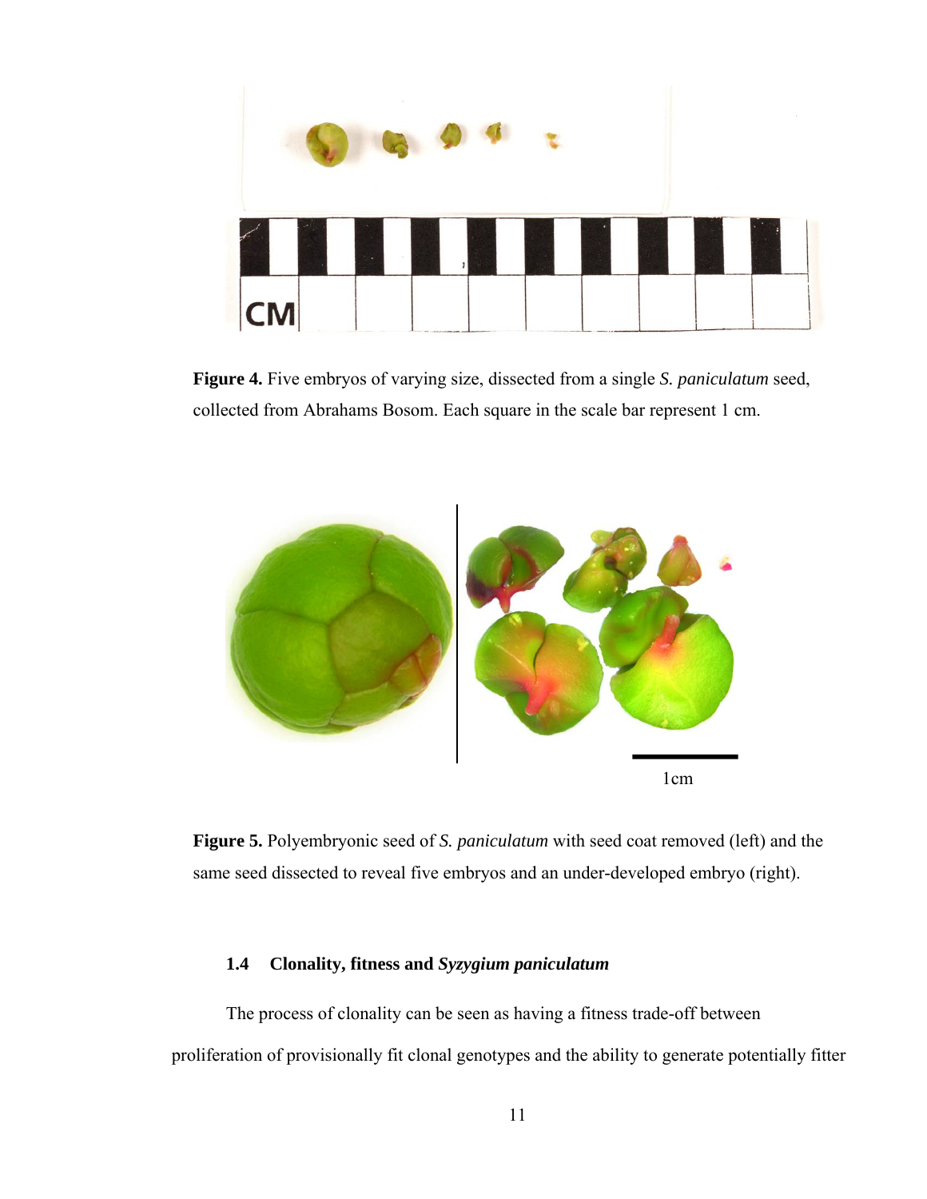**Figure 4.** Five embryos of varying size, dissected from a single *S. paniculatum* seed, collected from Abrahams Bosom. Each square in the scale bar represent 1 cm.

**Figure 5.** Polyembryonic seed of *S. paniculatum* with seed coat removed (left) and the same seed dissected to reveal five embryos and an under-developed embryo (right).

### 1.4 Clonality, fitness and *Syzygium paniculatum*

The process of clonality can be seen as having a fitness trade-off between proliferation of provisionally fit clonal genotypes and the ability to generate potentially fitter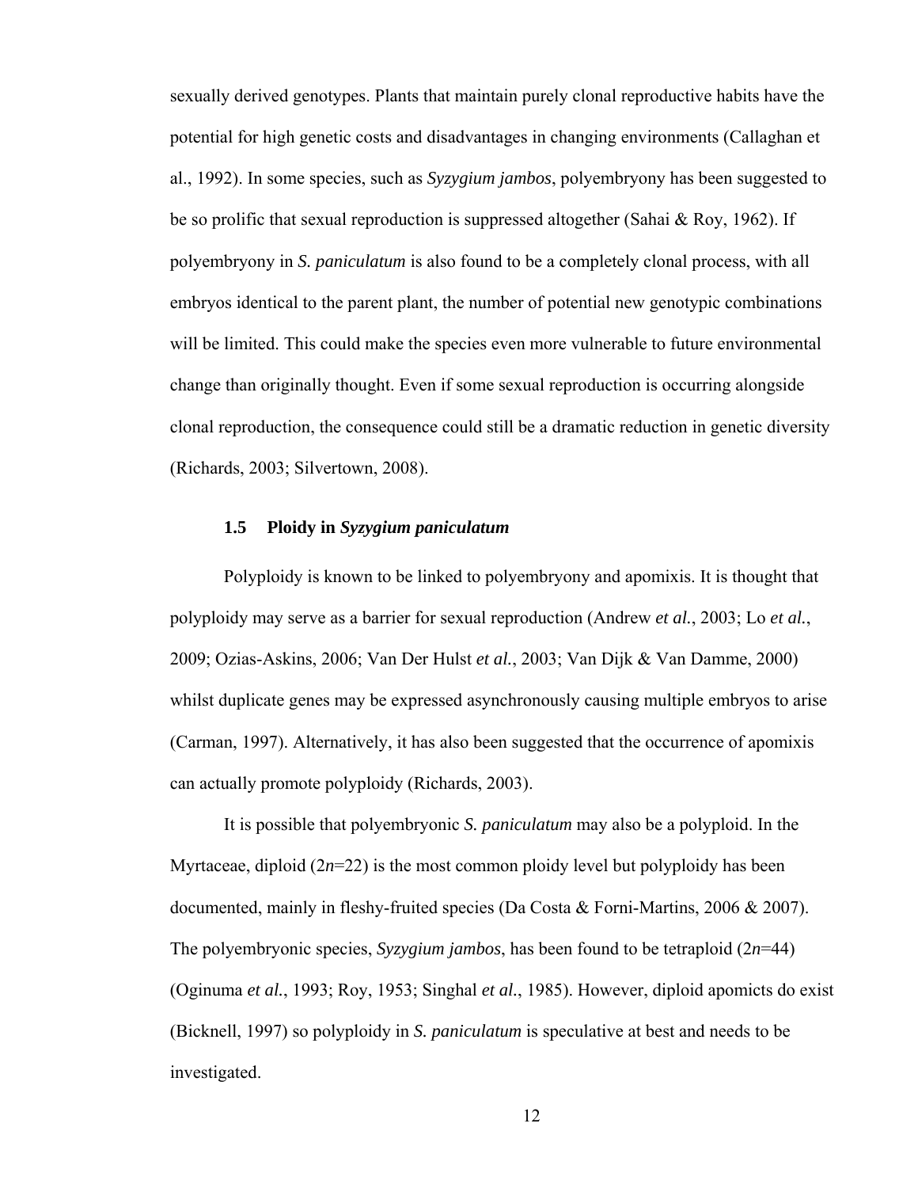sexually derived genotypes. Plants that maintain purely clonal reproductive habits have the potential for high genetic costs and disadvantages in changing environments (Callaghan et al., 1992). In some species, such as *Syzygium jambos*, polyembryony has been suggested to be so prolific that sexual reproduction is suppressed altogether (Sahai & Roy, 1962). If polyembryony in *S. paniculatum* is also found to be a completely clonal process, with all embryos identical to the parent plant, the number of potential new genotypic combinations will be limited. This could make the species even more vulnerable to future environmental change than originally thought. Even if some sexual reproduction is occurring alongside clonal reproduction, the consequence could still be a dramatic reduction in genetic diversity (Richards, 2003; Silvertown, 2008).

### 1.5 Ploidy in *Syzygium paniculatum*

Polyploidy is known to be linked to polyembryony and apomixis. It is thought that polyploidy may serve as a barrier for sexual reproduction (Andrew *et al.*, 2003; Lo *et al.*, 2009; Ozias-Askins, 2006; Van Der Hulst *et al.*, 2003; Van Dijk & Van Damme, 2000) whilst duplicate genes may be expressed asynchronously causing multiple embryos to arise (Carman, 1997). Alternatively, it has also been suggested that the occurrence of apomixis can actually promote polyploidy (Richards, 2003).

It is possible that polyembryonic *S. paniculatum* may also be a polyploid. In the Myrtaceae, diploid ($2n$=22) is the most common ploidy level but polyploidy has been documented, mainly in fleshy-fruited species (Da Costa & Forni-Martins, 2006 & 2007). The polyembryonic species, *Syzygium jambos*, has been found to be tetraploid ($2n$=44) (Oginuma *et al.*, 1993; Roy, 1953; Singhal *et al.*, 1985). However, diploid apomicts do exist (Bicknell, 1997) so polyploidy in *S. paniculatum* is speculative at best and needs to be investigated.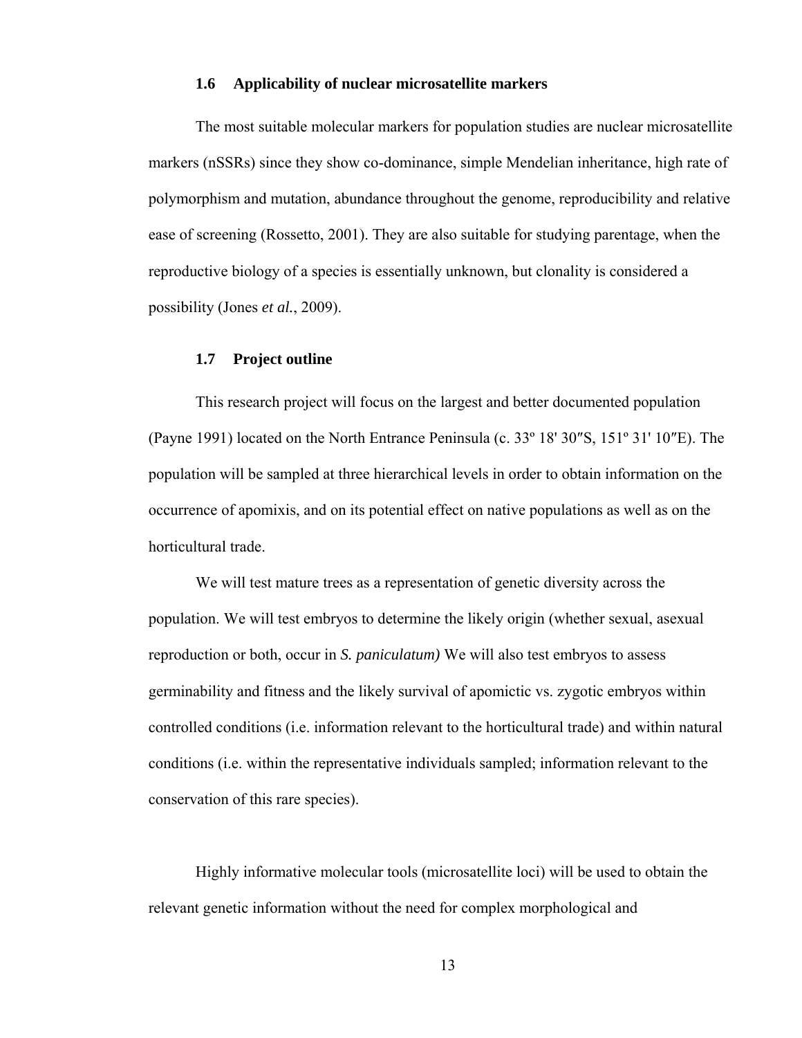### 1.6 Applicability of nuclear microsatellite markers

The most suitable molecular markers for population studies are nuclear microsatellite markers (nSSRs) since they show co-dominance, simple Mendelian inheritance, high rate of polymorphism and mutation, abundance throughout the genome, reproducibility and relative ease of screening (Rossetto, 2001). They are also suitable for studying parentage, when the reproductive biology of a species is essentially unknown, but clonality is considered a possibility (Jones *et al.*, 2009).

### 1.7 Project outline

This research project will focus on the largest and better documented population (Payne 1991) located on the North Entrance Peninsula (c. 33º 18' 30″S, 151º 31' 10″E). The population will be sampled at three hierarchical levels in order to obtain information on the occurrence of apomixis, and on its potential effect on native populations as well as on the horticultural trade.

We will test mature trees as a representation of genetic diversity across the population. We will test embryos to determine the likely origin (whether sexual, asexual reproduction or both, occur in *S. paniculatum)* We will also test embryos to assess germinability and fitness and the likely survival of apomictic vs. zygotic embryos within controlled conditions (i.e. information relevant to the horticultural trade) and within natural conditions (i.e. within the representative individuals sampled; information relevant to the conservation of this rare species).

Highly informative molecular tools (microsatellite loci) will be used to obtain the relevant genetic information without the need for complex morphological and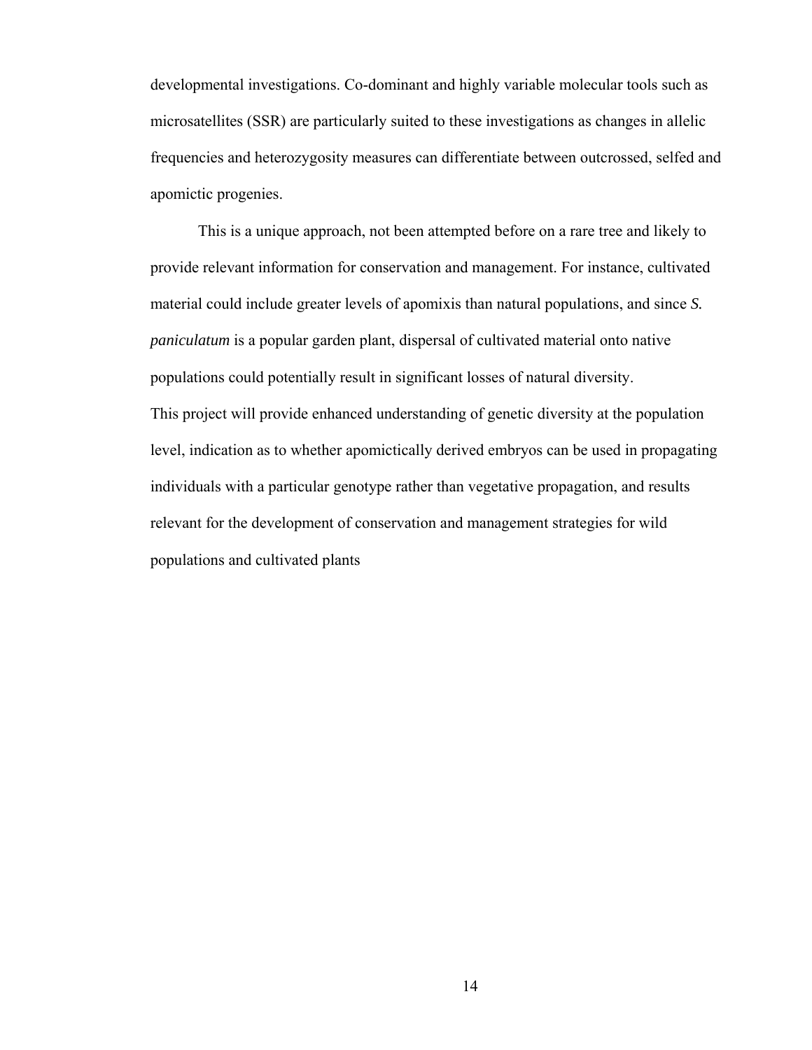developmental investigations. Co-dominant and highly variable molecular tools such as microsatellites (SSR) are particularly suited to these investigations as changes in allelic frequencies and heterozygosity measures can differentiate between outcrossed, selfed and apomictic progenies.

This is a unique approach, not been attempted before on a rare tree and likely to provide relevant information for conservation and management. For instance, cultivated material could include greater levels of apomixis than natural populations, and since *S. paniculatum* is a popular garden plant, dispersal of cultivated material onto native populations could potentially result in significant losses of natural diversity.

This project will provide enhanced understanding of genetic diversity at the population level, indication as to whether apomictically derived embryos can be used in propagating individuals with a particular genotype rather than vegetative propagation, and results relevant for the development of conservation and management strategies for wild populations and cultivated plants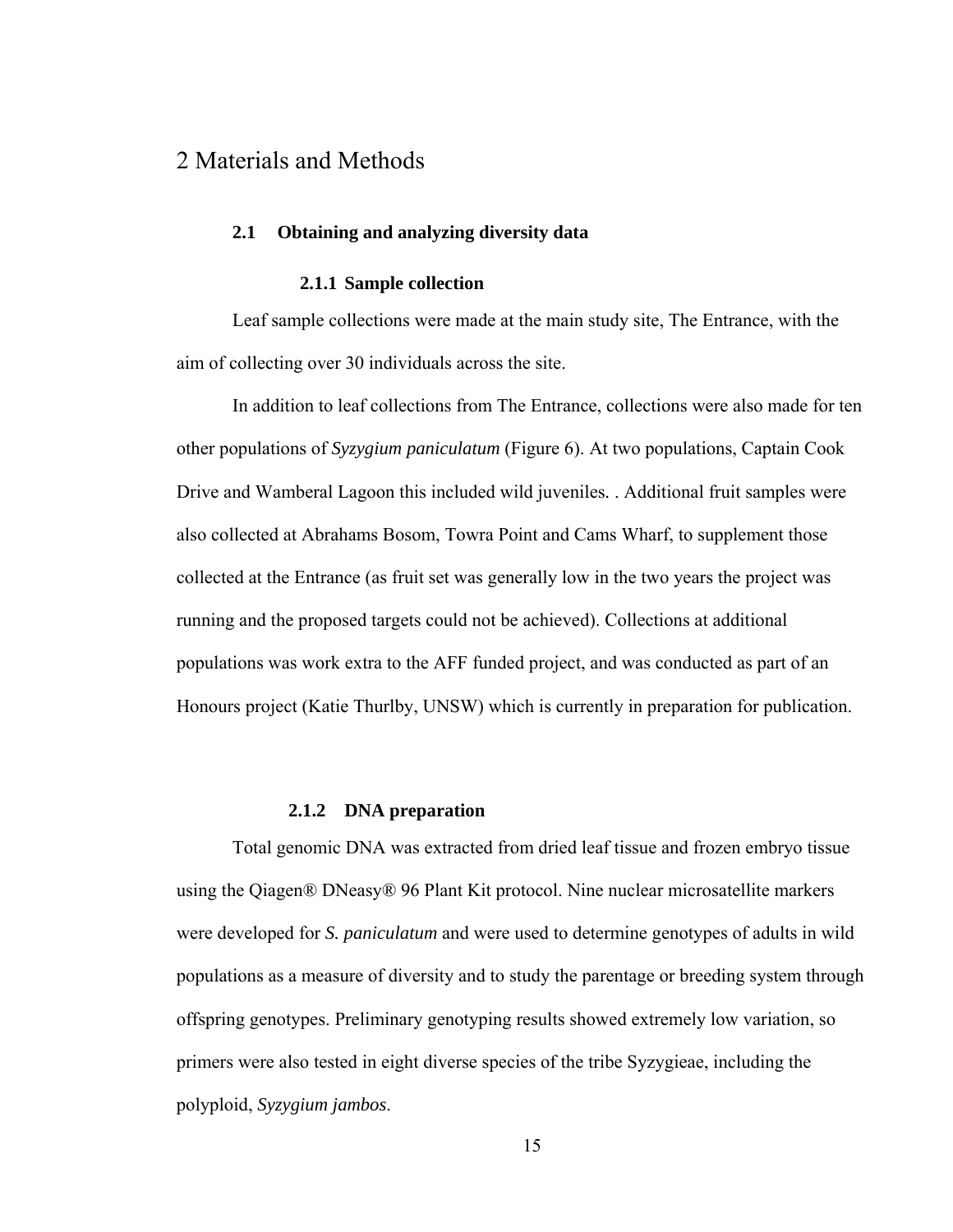# 2 Materials and Methods

## 2.1 Obtaining and analyzing diversity data

### 2.1.1 Sample collection

Leaf sample collections were made at the main study site, The Entrance, with the aim of collecting over 30 individuals across the site.

In addition to leaf collections from The Entrance, collections were also made for ten other populations of *Syzygium paniculatum* (Figure 6). At two populations, Captain Cook Drive and Wamberal Lagoon this included wild juveniles. . Additional fruit samples were also collected at Abrahams Bosom, Towra Point and Cams Wharf, to supplement those collected at the Entrance (as fruit set was generally low in the two years the project was running and the proposed targets could not be achieved). Collections at additional populations was work extra to the AFF funded project, and was conducted as part of an Honours project (Katie Thurlby, UNSW) which is currently in preparation for publication.

### 2.1.2 DNA preparation

Total genomic DNA was extracted from dried leaf tissue and frozen embryo tissue using the Qiagen® DNeasy® 96 Plant Kit protocol. Nine nuclear microsatellite markers were developed for *S. paniculatum* and were used to determine genotypes of adults in wild populations as a measure of diversity and to study the parentage or breeding system through offspring genotypes. Preliminary genotyping results showed extremely low variation, so primers were also tested in eight diverse species of the tribe Syzygieae, including the polyploid, *Syzygium jambos*.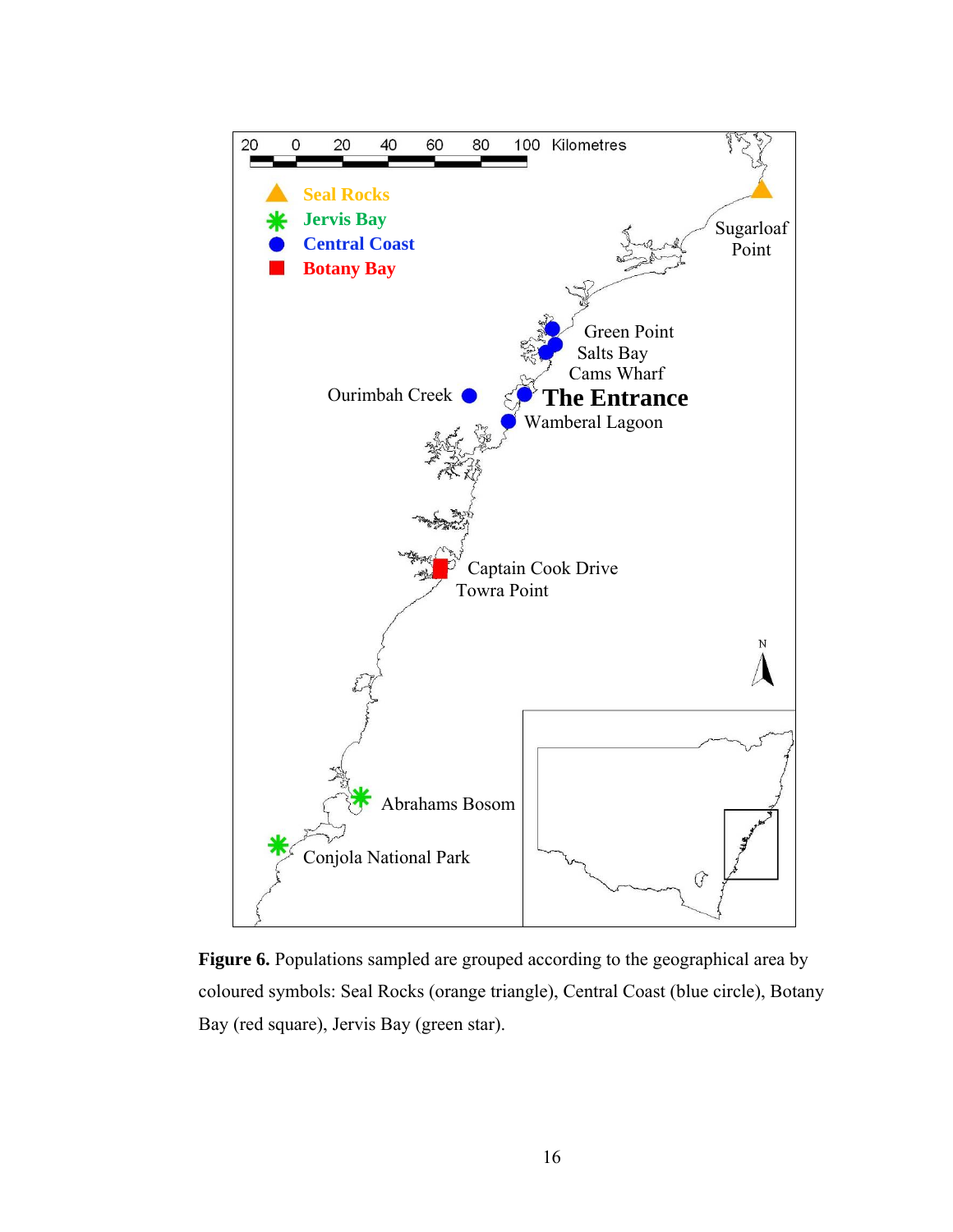**Figure 6.** Populations sampled are grouped according to the geographical area by coloured symbols: Seal Rocks (orange triangle), Central Coast (blue circle), Botany Bay (red square), Jervis Bay (green star).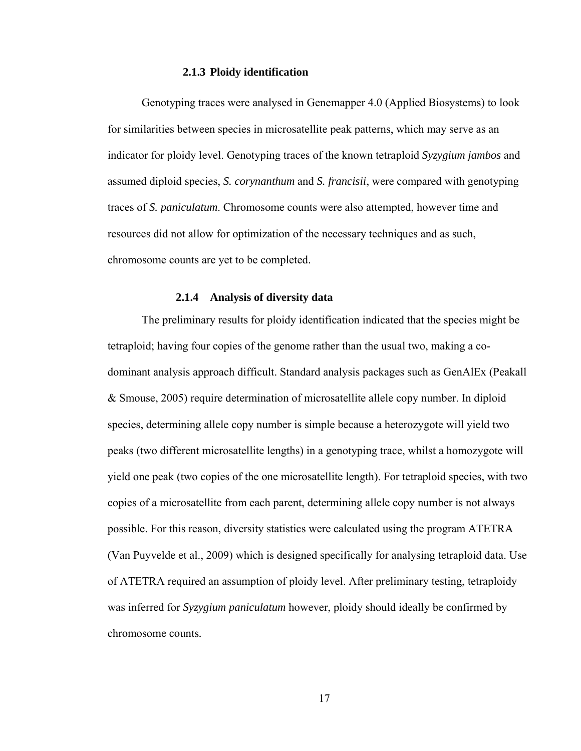### 2.1.3 Ploidy identification

Genotyping traces were analysed in Genemapper 4.0 (Applied Biosystems) to look for similarities between species in microsatellite peak patterns, which may serve as an indicator for ploidy level. Genotyping traces of the known tetraploid *Syzygium jambos* and assumed diploid species, *S. corynanthum* and *S. francisii*, were compared with genotyping traces of *S. paniculatum*. Chromosome counts were also attempted, however time and resources did not allow for optimization of the necessary techniques and as such, chromosome counts are yet to be completed.

### 2.1.4 Analysis of diversity data

The preliminary results for ploidy identification indicated that the species might be tetraploid; having four copies of the genome rather than the usual two, making a co-dominant analysis approach difficult. Standard analysis packages such as GenAlEx (Peakall & Smouse, 2005) require determination of microsatellite allele copy number. In diploid species, determining allele copy number is simple because a heterozygote will yield two peaks (two different microsatellite lengths) in a genotyping trace, whilst a homozygote will yield one peak (two copies of the one microsatellite length). For tetraploid species, with two copies of a microsatellite from each parent, determining allele copy number is not always possible. For this reason, diversity statistics were calculated using the program ATETRA (Van Puyvelde et al., 2009) which is designed specifically for analysing tetraploid data. Use of ATETRA required an assumption of ploidy level. After preliminary testing, tetraploidy was inferred for *Syzygium paniculatum* however, ploidy should ideally be confirmed by chromosome counts.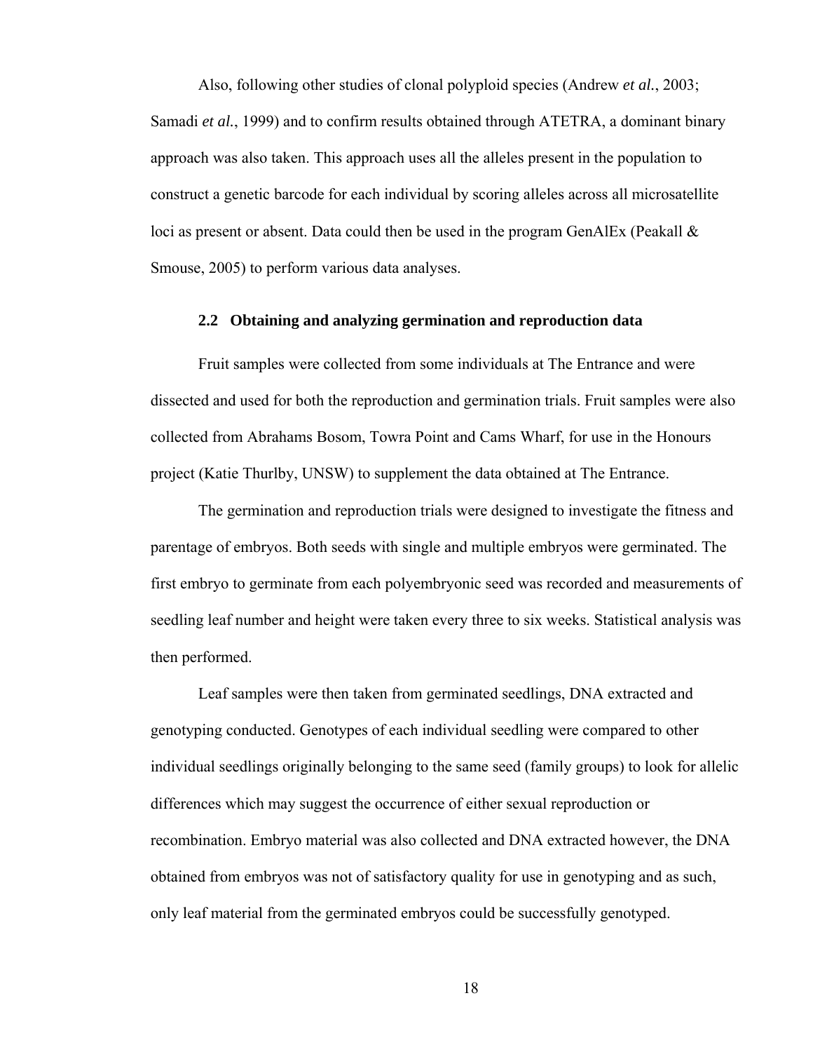Also, following other studies of clonal polyploid species (Andrew *et al.*, 2003; Samadi *et al.*, 1999) and to confirm results obtained through ATETRA, a dominant binary approach was also taken. This approach uses all the alleles present in the population to construct a genetic barcode for each individual by scoring alleles across all microsatellite loci as present or absent. Data could then be used in the program GenAlEx (Peakall & Smouse, 2005) to perform various data analyses.

### 2.2 Obtaining and analyzing germination and reproduction data

Fruit samples were collected from some individuals at The Entrance and were dissected and used for both the reproduction and germination trials. Fruit samples were also collected from Abrahams Bosom, Towra Point and Cams Wharf, for use in the Honours project (Katie Thurlby, UNSW) to supplement the data obtained at The Entrance.

The germination and reproduction trials were designed to investigate the fitness and parentage of embryos. Both seeds with single and multiple embryos were germinated. The first embryo to germinate from each polyembryonic seed was recorded and measurements of seedling leaf number and height were taken every three to six weeks. Statistical analysis was then performed.

Leaf samples were then taken from germinated seedlings, DNA extracted and genotyping conducted. Genotypes of each individual seedling were compared to other individual seedlings originally belonging to the same seed (family groups) to look for allelic differences which may suggest the occurrence of either sexual reproduction or recombination. Embryo material was also collected and DNA extracted however, the DNA obtained from embryos was not of satisfactory quality for use in genotyping and as such, only leaf material from the germinated embryos could be successfully genotyped.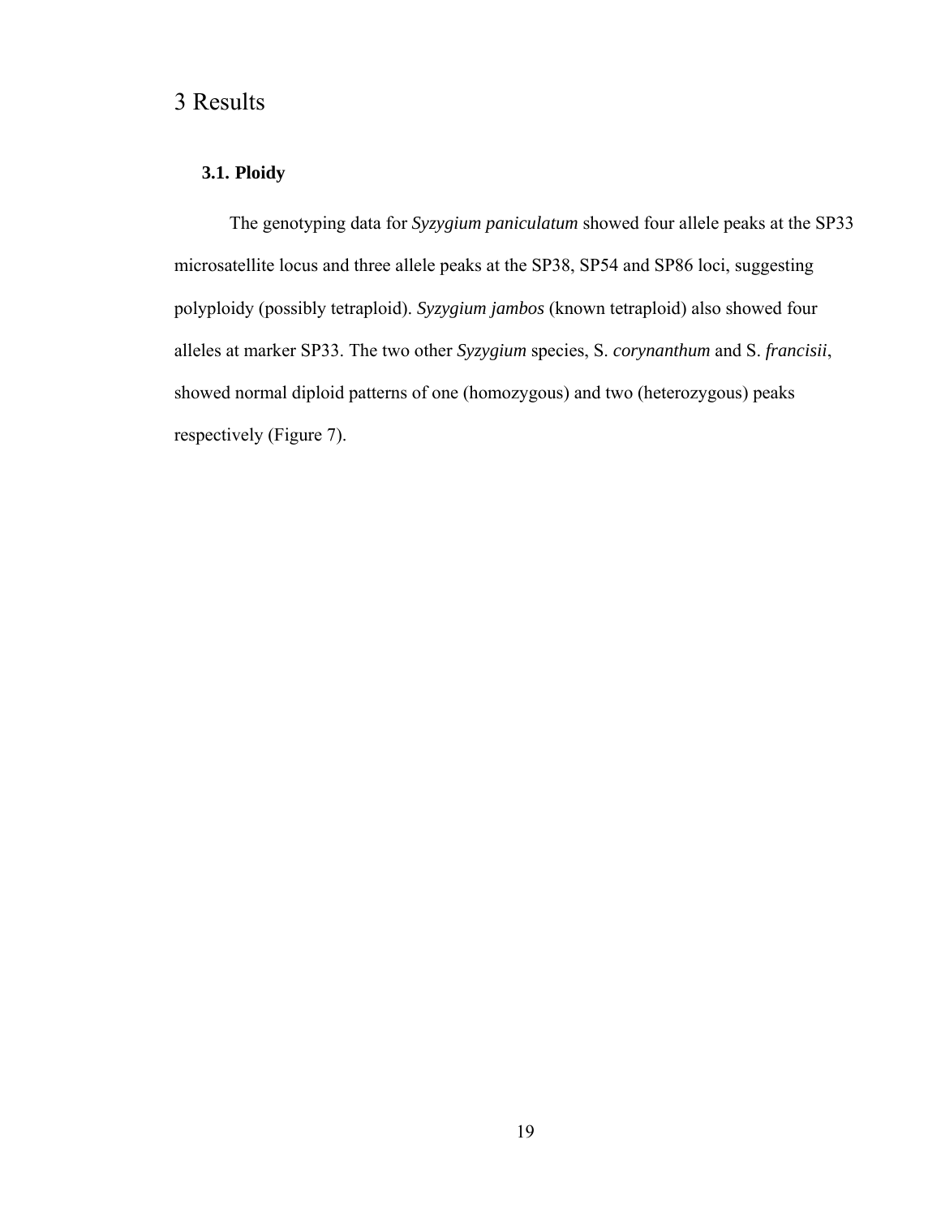# 3 Results

### 3.1. Ploidy

The genotyping data for *Syzygium paniculatum* showed four allele peaks at the SP33 microsatellite locus and three allele peaks at the SP38, SP54 and SP86 loci, suggesting polyploidy (possibly tetraploid). *Syzygium jambos* (known tetraploid) also showed four alleles at marker SP33. The two other *Syzygium* species, S. *corynanthum* and S. *francisii*, showed normal diploid patterns of one (homozygous) and two (heterozygous) peaks respectively (Figure 7).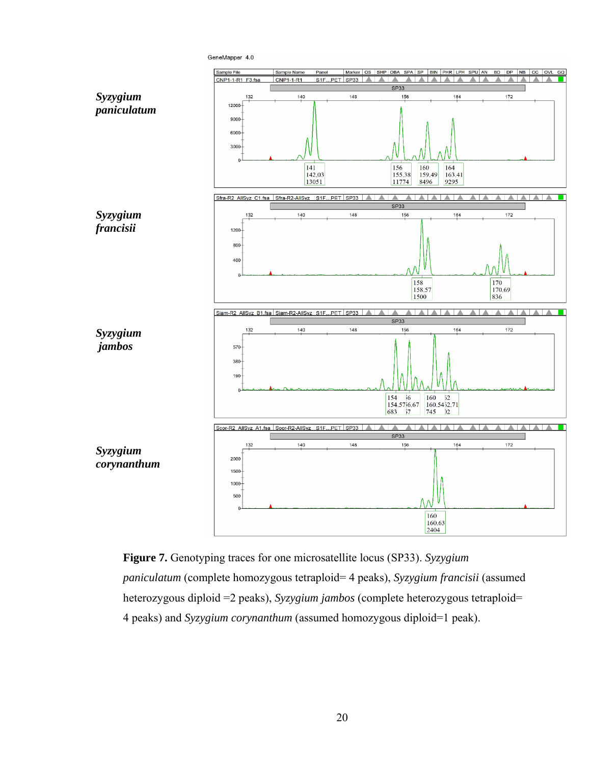**Figure 7.** Genotyping traces for one microsatellite locus (SP33). *Syzygium paniculatum* (complete homozygous tetraploid= 4 peaks), *Syzygium francisii* (assumed heterozygous diploid =2 peaks), *Syzygium jambos* (complete heterozygous tetraploid= 4 peaks) and *Syzygium corynanthum* (assumed homozygous diploid=1 peak).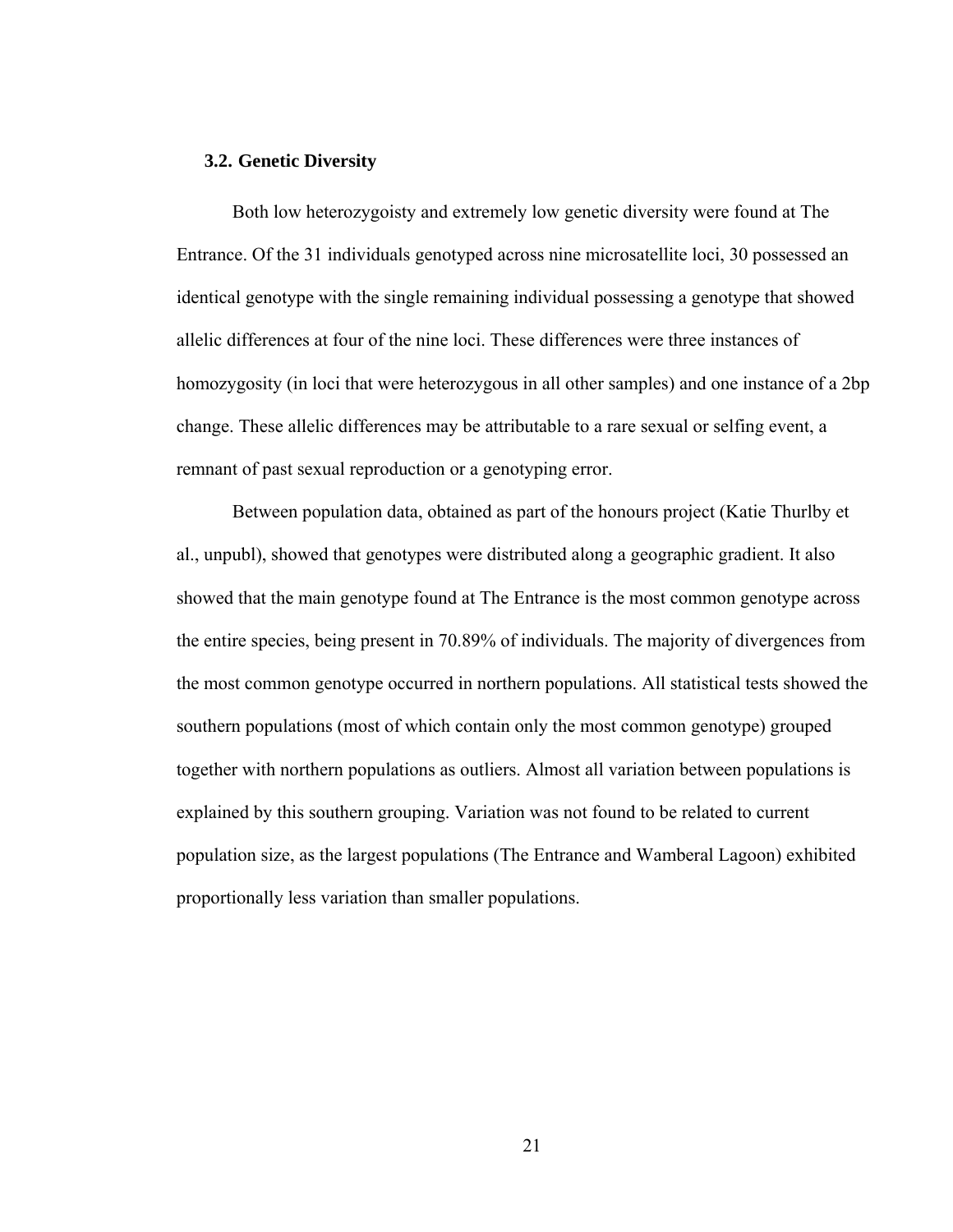### 3.2. Genetic Diversity

Both low heterozygoisty and extremely low genetic diversity were found at The Entrance. Of the 31 individuals genotyped across nine microsatellite loci, 30 possessed an identical genotype with the single remaining individual possessing a genotype that showed allelic differences at four of the nine loci. These differences were three instances of homozygosity (in loci that were heterozygous in all other samples) and one instance of a 2bp change. These allelic differences may be attributable to a rare sexual or selfing event, a remnant of past sexual reproduction or a genotyping error.

Between population data, obtained as part of the honours project (Katie Thurlby et al., unpubl), showed that genotypes were distributed along a geographic gradient. It also showed that the main genotype found at The Entrance is the most common genotype across the entire species, being present in 70.89% of individuals. The majority of divergences from the most common genotype occurred in northern populations. All statistical tests showed the southern populations (most of which contain only the most common genotype) grouped together with northern populations as outliers. Almost all variation between populations is explained by this southern grouping. Variation was not found to be related to current population size, as the largest populations (The Entrance and Wamberal Lagoon) exhibited proportionally less variation than smaller populations.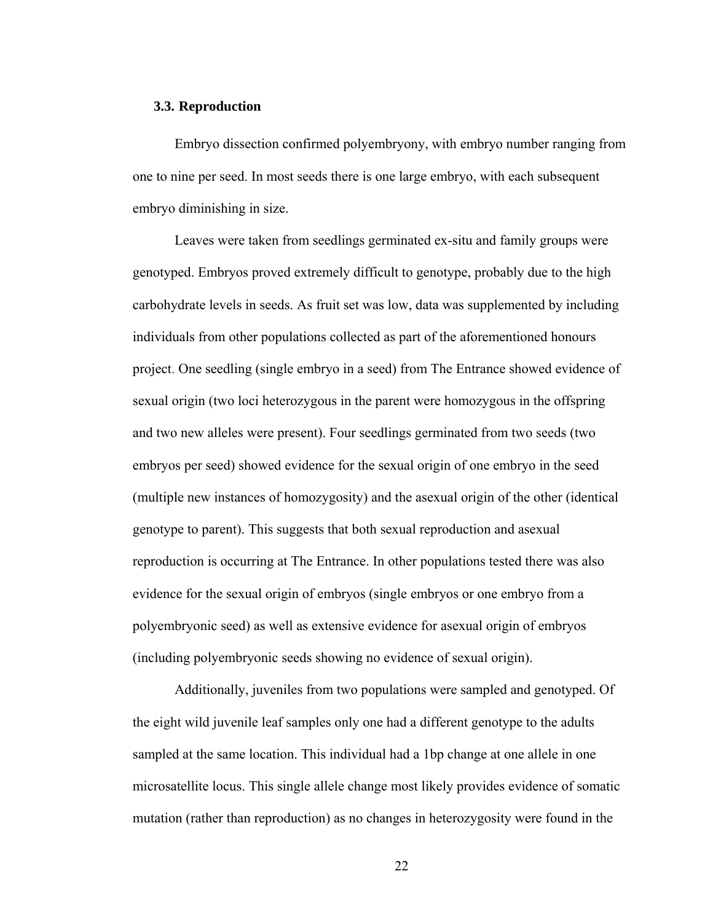### 3.3. Reproduction

Embryo dissection confirmed polyembryony, with embryo number ranging from one to nine per seed. In most seeds there is one large embryo, with each subsequent embryo diminishing in size.

Leaves were taken from seedlings germinated ex-situ and family groups were genotyped. Embryos proved extremely difficult to genotype, probably due to the high carbohydrate levels in seeds. As fruit set was low, data was supplemented by including individuals from other populations collected as part of the aforementioned honours project. One seedling (single embryo in a seed) from The Entrance showed evidence of sexual origin (two loci heterozygous in the parent were homozygous in the offspring and two new alleles were present). Four seedlings germinated from two seeds (two embryos per seed) showed evidence for the sexual origin of one embryo in the seed (multiple new instances of homozygosity) and the asexual origin of the other (identical genotype to parent). This suggests that both sexual reproduction and asexual reproduction is occurring at The Entrance. In other populations tested there was also evidence for the sexual origin of embryos (single embryos or one embryo from a polyembryonic seed) as well as extensive evidence for asexual origin of embryos (including polyembryonic seeds showing no evidence of sexual origin).

Additionally, juveniles from two populations were sampled and genotyped. Of the eight wild juvenile leaf samples only one had a different genotype to the adults sampled at the same location. This individual had a 1bp change at one allele in one microsatellite locus. This single allele change most likely provides evidence of somatic mutation (rather than reproduction) as no changes in heterozygosity were found in the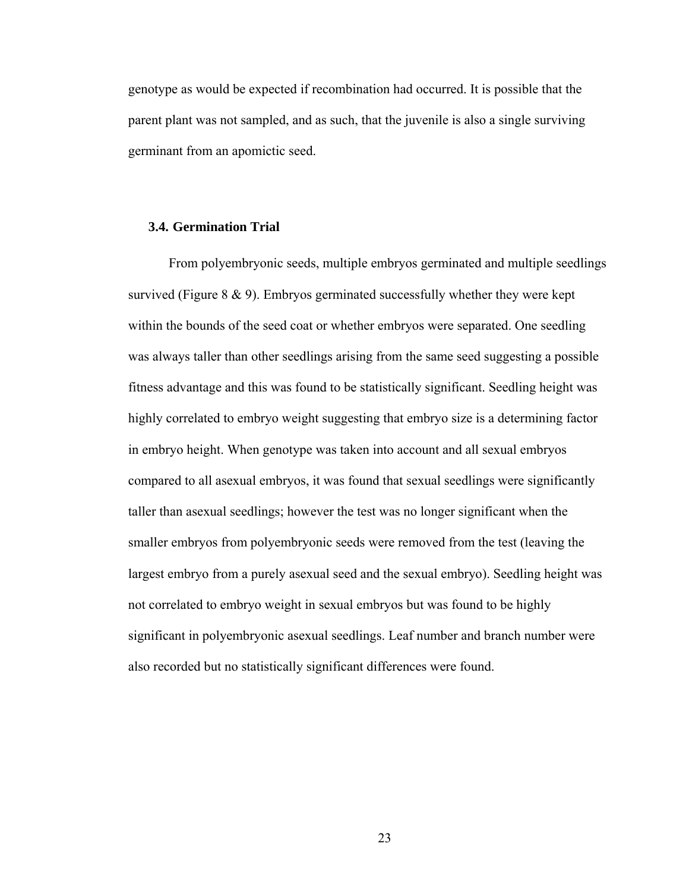genotype as would be expected if recombination had occurred. It is possible that the parent plant was not sampled, and as such, that the juvenile is also a single surviving germinant from an apomictic seed.

### 3.4. Germination Trial

From polyembryonic seeds, multiple embryos germinated and multiple seedlings survived (Figure 8 & 9). Embryos germinated successfully whether they were kept within the bounds of the seed coat or whether embryos were separated. One seedling was always taller than other seedlings arising from the same seed suggesting a possible fitness advantage and this was found to be statistically significant. Seedling height was highly correlated to embryo weight suggesting that embryo size is a determining factor in embryo height. When genotype was taken into account and all sexual embryos compared to all asexual embryos, it was found that sexual seedlings were significantly taller than asexual seedlings; however the test was no longer significant when the smaller embryos from polyembryonic seeds were removed from the test (leaving the largest embryo from a purely asexual seed and the sexual embryo). Seedling height was not correlated to embryo weight in sexual embryos but was found to be highly significant in polyembryonic asexual seedlings. Leaf number and branch number were also recorded but no statistically significant differences were found.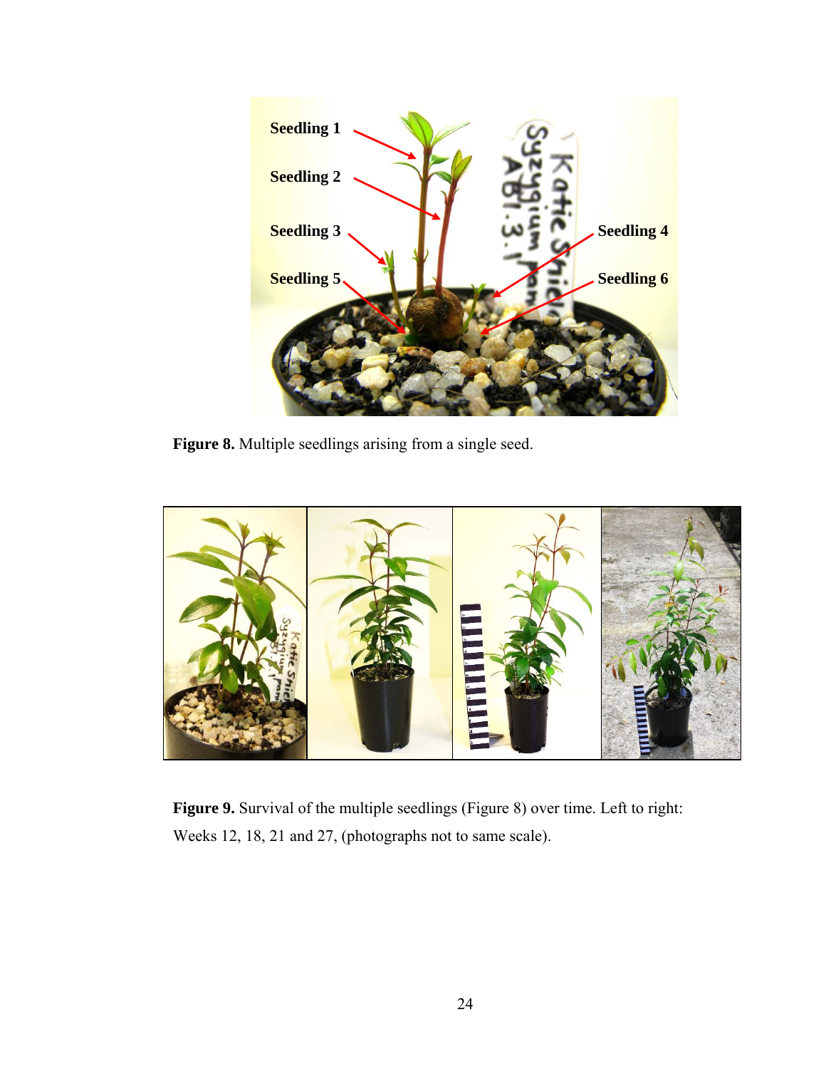**Figure 8.** Multiple seedlings arising from a single seed.

**Figure 9.** Survival of the multiple seedlings (Figure 8) over time. Left to right: Weeks 12, 18, 21 and 27, (photographs not to same scale).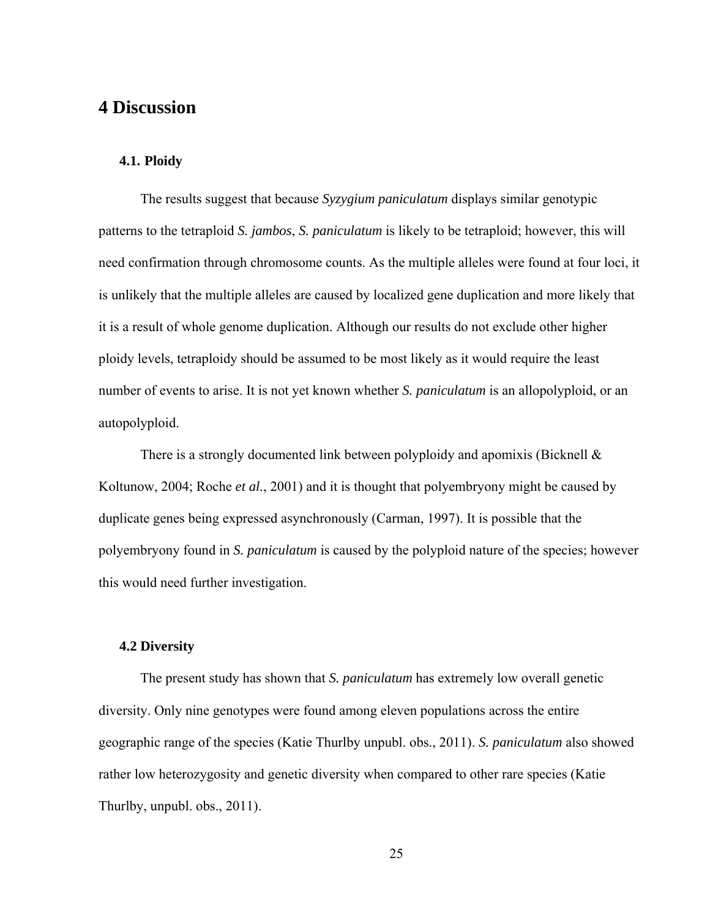# 4 Discussion

## 4.1. Ploidy

The results suggest that because *Syzygium paniculatum* displays similar genotypic patterns to the tetraploid *S. jambos*, *S. paniculatum* is likely to be tetraploid; however, this will need confirmation through chromosome counts. As the multiple alleles were found at four loci, it is unlikely that the multiple alleles are caused by localized gene duplication and more likely that it is a result of whole genome duplication. Although our results do not exclude other higher ploidy levels, tetraploidy should be assumed to be most likely as it would require the least number of events to arise. It is not yet known whether *S. paniculatum* is an allopolyploid, or an autopolyploid.

There is a strongly documented link between polyploidy and apomixis (Bicknell & Koltunow, 2004; Roche *et al.*, 2001) and it is thought that polyembryony might be caused by duplicate genes being expressed asynchronously (Carman, 1997). It is possible that the polyembryony found in *S. paniculatum* is caused by the polyploid nature of the species; however this would need further investigation.

## 4.2 Diversity

The present study has shown that *S. paniculatum* has extremely low overall genetic diversity. Only nine genotypes were found among eleven populations across the entire geographic range of the species (Katie Thurlby unpubl. obs., 2011). *S. paniculatum* also showed rather low heterozygosity and genetic diversity when compared to other rare species (Katie Thurlby, unpubl. obs., 2011).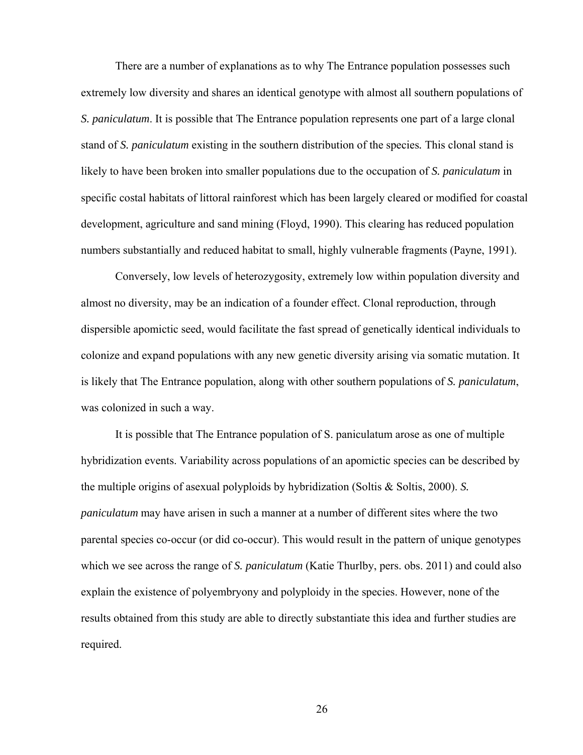There are a number of explanations as to why The Entrance population possesses such extremely low diversity and shares an identical genotype with almost all southern populations of *S. paniculatum*. It is possible that The Entrance population represents one part of a large clonal stand of *S. paniculatum* existing in the southern distribution of the species. This clonal stand is likely to have been broken into smaller populations due to the occupation of *S. paniculatum* in specific costal habitats of littoral rainforest which has been largely cleared or modified for coastal development, agriculture and sand mining (Floyd, 1990). This clearing has reduced population numbers substantially and reduced habitat to small, highly vulnerable fragments (Payne, 1991).

Conversely, low levels of heterozygosity, extremely low within population diversity and almost no diversity, may be an indication of a founder effect. Clonal reproduction, through dispersible apomictic seed, would facilitate the fast spread of genetically identical individuals to colonize and expand populations with any new genetic diversity arising via somatic mutation. It is likely that The Entrance population, along with other southern populations of *S. paniculatum*, was colonized in such a way.

It is possible that The Entrance population of S. paniculatum arose as one of multiple hybridization events. Variability across populations of an apomictic species can be described by the multiple origins of asexual polyploids by hybridization (Soltis & Soltis, 2000). *S. paniculatum* may have arisen in such a manner at a number of different sites where the two parental species co-occur (or did co-occur). This would result in the pattern of unique genotypes which we see across the range of *S. paniculatum* (Katie Thurlby, pers. obs. 2011) and could also explain the existence of polyembryony and polyploidy in the species. However, none of the results obtained from this study are able to directly substantiate this idea and further studies are required.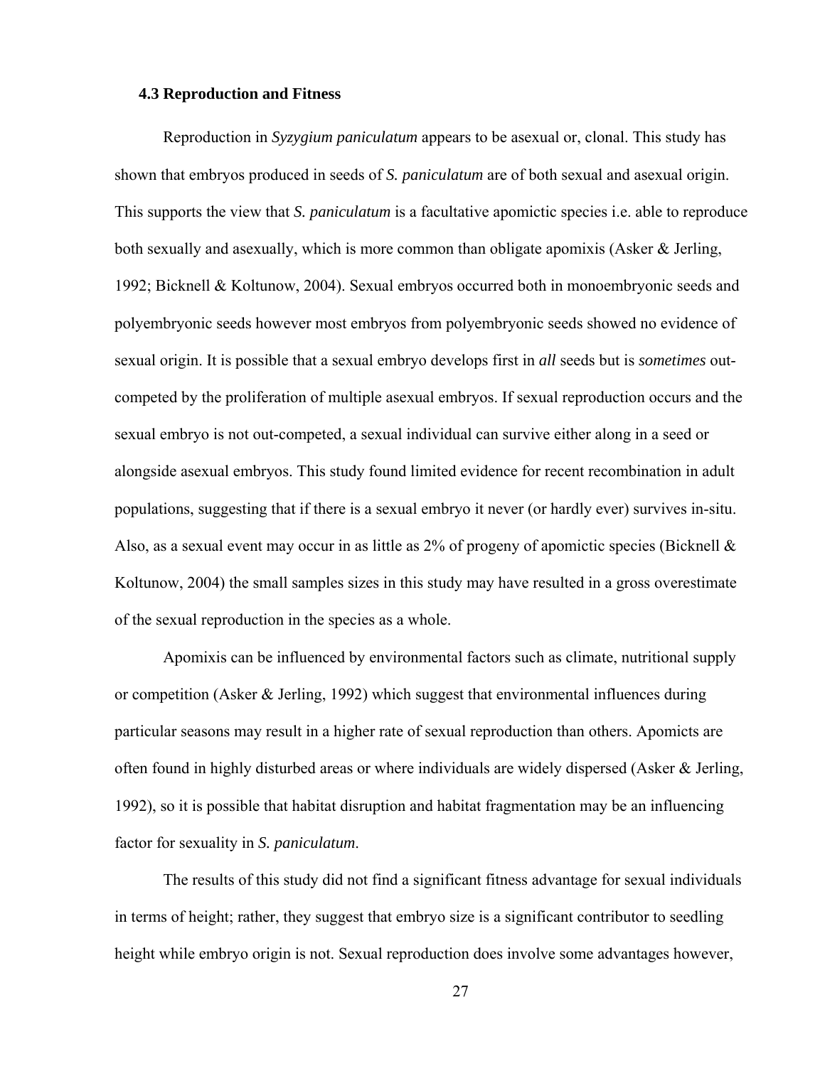### 4.3 Reproduction and Fitness

Reproduction in *Syzygium paniculatum* appears to be asexual or, clonal. This study has shown that embryos produced in seeds of *S. paniculatum* are of both sexual and asexual origin. This supports the view that *S. paniculatum* is a facultative apomictic species i.e. able to reproduce both sexually and asexually, which is more common than obligate apomixis (Asker & Jerling, 1992; Bicknell & Koltunow, 2004). Sexual embryos occurred both in monoembryonic seeds and polyembryonic seeds however most embryos from polyembryonic seeds showed no evidence of sexual origin. It is possible that a sexual embryo develops first in *all* seeds but is *sometimes* out-competed by the proliferation of multiple asexual embryos. If sexual reproduction occurs and the sexual embryo is not out-competed, a sexual individual can survive either along in a seed or alongside asexual embryos. This study found limited evidence for recent recombination in adult populations, suggesting that if there is a sexual embryo it never (or hardly ever) survives in-situ. Also, as a sexual event may occur in as little as 2% of progeny of apomictic species (Bicknell & Koltunow, 2004) the small samples sizes in this study may have resulted in a gross overestimate of the sexual reproduction in the species as a whole.

Apomixis can be influenced by environmental factors such as climate, nutritional supply or competition (Asker & Jerling, 1992) which suggest that environmental influences during particular seasons may result in a higher rate of sexual reproduction than others. Apomicts are often found in highly disturbed areas or where individuals are widely dispersed (Asker & Jerling, 1992), so it is possible that habitat disruption and habitat fragmentation may be an influencing factor for sexuality in *S. paniculatum*.

The results of this study did not find a significant fitness advantage for sexual individuals in terms of height; rather, they suggest that embryo size is a significant contributor to seedling height while embryo origin is not. Sexual reproduction does involve some advantages however,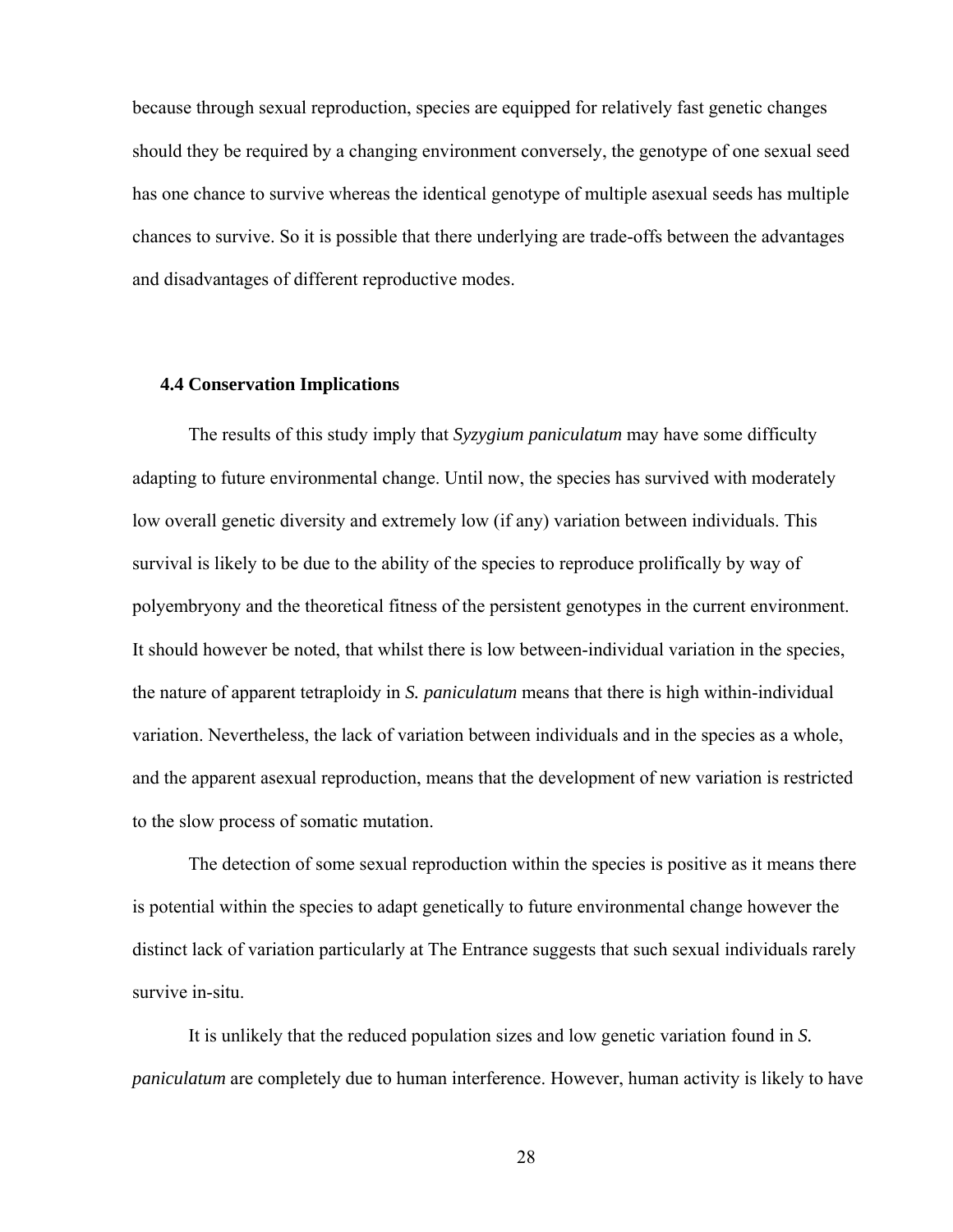because through sexual reproduction, species are equipped for relatively fast genetic changes should they be required by a changing environment conversely, the genotype of one sexual seed has one chance to survive whereas the identical genotype of multiple asexual seeds has multiple chances to survive. So it is possible that there underlying are trade-offs between the advantages and disadvantages of different reproductive modes.

### 4.4 Conservation Implications

The results of this study imply that *Syzygium paniculatum* may have some difficulty adapting to future environmental change. Until now, the species has survived with moderately low overall genetic diversity and extremely low (if any) variation between individuals. This survival is likely to be due to the ability of the species to reproduce prolifically by way of polyembryony and the theoretical fitness of the persistent genotypes in the current environment. It should however be noted, that whilst there is low between-individual variation in the species, the nature of apparent tetraploidy in *S. paniculatum* means that there is high within-individual variation. Nevertheless, the lack of variation between individuals and in the species as a whole, and the apparent asexual reproduction, means that the development of new variation is restricted to the slow process of somatic mutation.

The detection of some sexual reproduction within the species is positive as it means there is potential within the species to adapt genetically to future environmental change however the distinct lack of variation particularly at The Entrance suggests that such sexual individuals rarely survive in-situ.

It is unlikely that the reduced population sizes and low genetic variation found in *S. paniculatum* are completely due to human interference. However, human activity is likely to have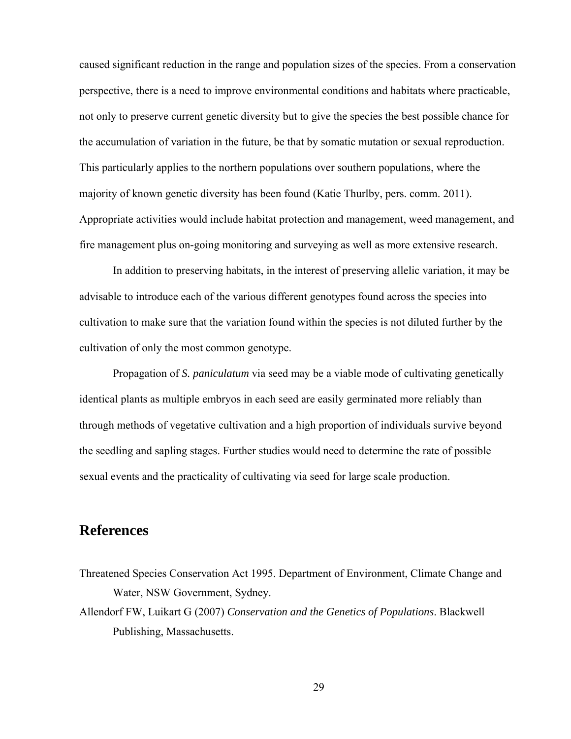caused significant reduction in the range and population sizes of the species. From a conservation perspective, there is a need to improve environmental conditions and habitats where practicable, not only to preserve current genetic diversity but to give the species the best possible chance for the accumulation of variation in the future, be that by somatic mutation or sexual reproduction. This particularly applies to the northern populations over southern populations, where the majority of known genetic diversity has been found (Katie Thurlby, pers. comm. 2011). Appropriate activities would include habitat protection and management, weed management, and fire management plus on-going monitoring and surveying as well as more extensive research.

In addition to preserving habitats, in the interest of preserving allelic variation, it may be advisable to introduce each of the various different genotypes found across the species into cultivation to make sure that the variation found within the species is not diluted further by the cultivation of only the most common genotype.

Propagation of *S. paniculatum* via seed may be a viable mode of cultivating genetically identical plants as multiple embryos in each seed are easily germinated more reliably than through methods of vegetative cultivation and a high proportion of individuals survive beyond the seedling and sapling stages. Further studies would need to determine the rate of possible sexual events and the practicality of cultivating via seed for large scale production.

## References

Threatened Species Conservation Act 1995. Department of Environment, Climate Change and Water, NSW Government, Sydney.

Allendorf FW, Luikart G (2007) *Conservation and the Genetics of Populations*. Blackwell Publishing, Massachusetts.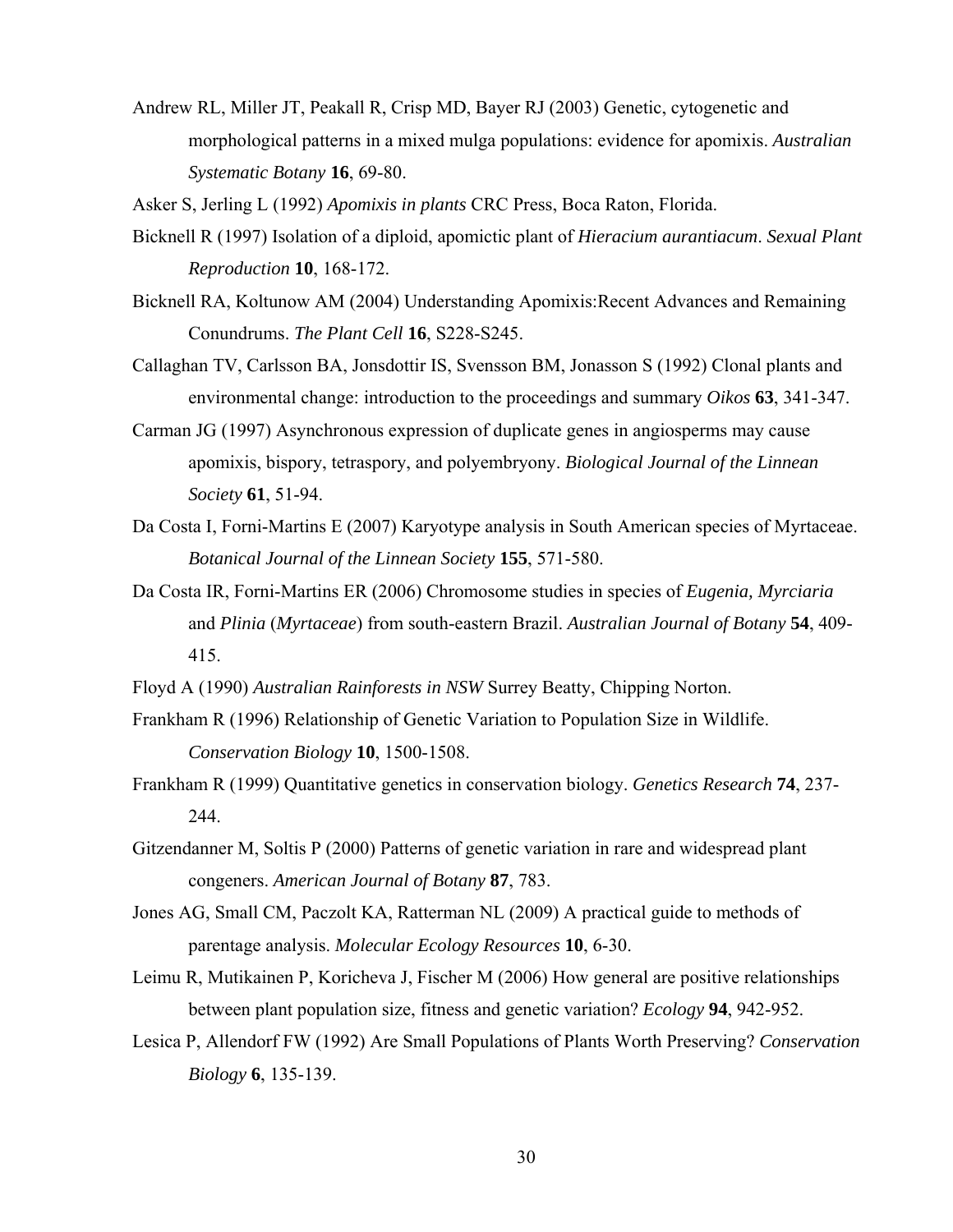Andrew RL, Miller JT, Peakall R, Crisp MD, Bayer RJ (2003) Genetic, cytogenetic and morphological patterns in a mixed mulga populations: evidence for apomixis. *Australian Systematic Botany* **16**, 69-80.

Asker S, Jerling L (1992) *Apomixis in plants* CRC Press, Boca Raton, Florida.

Bicknell R (1997) Isolation of a diploid, apomictic plant of *Hieracium aurantiacum*. *Sexual Plant Reproduction* **10**, 168-172.

Bicknell RA, Koltunow AM (2004) Understanding Apomixis:Recent Advances and Remaining Conundrums. *The Plant Cell* **16**, S228-S245.

Callaghan TV, Carlsson BA, Jonsdottir IS, Svensson BM, Jonasson S (1992) Clonal plants and environmental change: introduction to the proceedings and summary *Oikos* **63**, 341-347.

Carman JG (1997) Asynchronous expression of duplicate genes in angiosperms may cause apomixis, bispory, tetraspory, and polyembryony. *Biological Journal of the Linnean Society* **61**, 51-94.

Da Costa I, Forni-Martins E (2007) Karyotype analysis in South American species of Myrtaceae. *Botanical Journal of the Linnean Society* **155**, 571-580.

Da Costa IR, Forni-Martins ER (2006) Chromosome studies in species of *Eugenia, Myrciaria* and *Plinia* (*Myrtaceae*) from south-eastern Brazil. *Australian Journal of Botany* **54**, 409-415.

Floyd A (1990) *Australian Rainforests in NSW* Surrey Beatty, Chipping Norton.

Frankham R (1996) Relationship of Genetic Variation to Population Size in Wildlife. *Conservation Biology* **10**, 1500-1508.

Frankham R (1999) Quantitative genetics in conservation biology. *Genetics Research* **74**, 237-244.

Gitzendanner M, Soltis P (2000) Patterns of genetic variation in rare and widespread plant congeners. *American Journal of Botany* **87**, 783.

Jones AG, Small CM, Paczolt KA, Ratterman NL (2009) A practical guide to methods of parentage analysis. *Molecular Ecology Resources* **10**, 6-30.

Leimu R, Mutikainen P, Koricheva J, Fischer M (2006) How general are positive relationships between plant population size, fitness and genetic variation? *Ecology* **94**, 942-952.

Lesica P, Allendorf FW (1992) Are Small Populations of Plants Worth Preserving? *Conservation Biology* **6**, 135-139.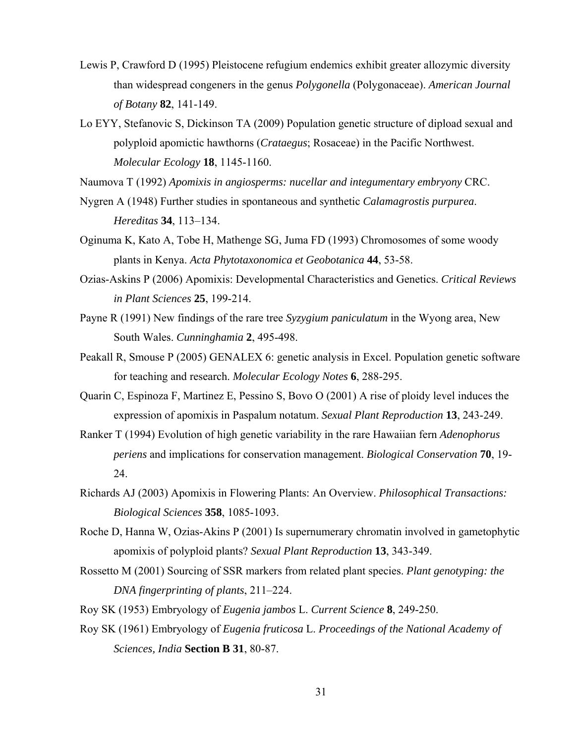Lewis P, Crawford D (1995) Pleistocene refugium endemics exhibit greater allozymic diversity than widespread congeners in the genus *Polygonella* (Polygonaceae). *American Journal of Botany* **82**, 141-149.

Lo EYY, Stefanovic S, Dickinson TA (2009) Population genetic structure of dipload sexual and polyploid apomictic hawthorns (*Crataegus*; Rosaceae) in the Pacific Northwest. *Molecular Ecology* **18**, 1145-1160.

Naumova T (1992) *Apomixis in angiosperms: nucellar and integumentary embryony* CRC.

Nygren A (1948) Further studies in spontaneous and synthetic *Calamagrostis purpurea*. *Hereditas* **34**, 113–134.

Oginuma K, Kato A, Tobe H, Mathenge SG, Juma FD (1993) Chromosomes of some woody plants in Kenya. *Acta Phytotaxonomica et Geobotanica* **44**, 53-58.

Ozias-Askins P (2006) Apomixis: Developmental Characteristics and Genetics. *Critical Reviews in Plant Sciences* **25**, 199-214.

Payne R (1991) New findings of the rare tree *Syzygium paniculatum* in the Wyong area, New South Wales. *Cunninghamia* **2**, 495-498.

Peakall R, Smouse P (2005) GENALEX 6: genetic analysis in Excel. Population genetic software for teaching and research. *Molecular Ecology Notes* **6**, 288-295.

Quarin C, Espinoza F, Martinez E, Pessino S, Bovo O (2001) A rise of ploidy level induces the expression of apomixis in Paspalum notatum. *Sexual Plant Reproduction* **13**, 243-249.

Ranker T (1994) Evolution of high genetic variability in the rare Hawaiian fern *Adenophorus periens* and implications for conservation management. *Biological Conservation* **70**, 19-24.

Richards AJ (2003) Apomixis in Flowering Plants: An Overview. *Philosophical Transactions: Biological Sciences* **358**, 1085-1093.

Roche D, Hanna W, Ozias-Akins P (2001) Is supernumerary chromatin involved in gametophytic apomixis of polyploid plants? *Sexual Plant Reproduction* **13**, 343-349.

Rossetto M (2001) Sourcing of SSR markers from related plant species. *Plant genotyping: the DNA fingerprinting of plants*, 211–224.

Roy SK (1953) Embryology of *Eugenia jambos* L. *Current Science* **8**, 249-250.

Roy SK (1961) Embryology of *Eugenia fruticosa* L. *Proceedings of the National Academy of Sciences, India* **Section B 31**, 80-87.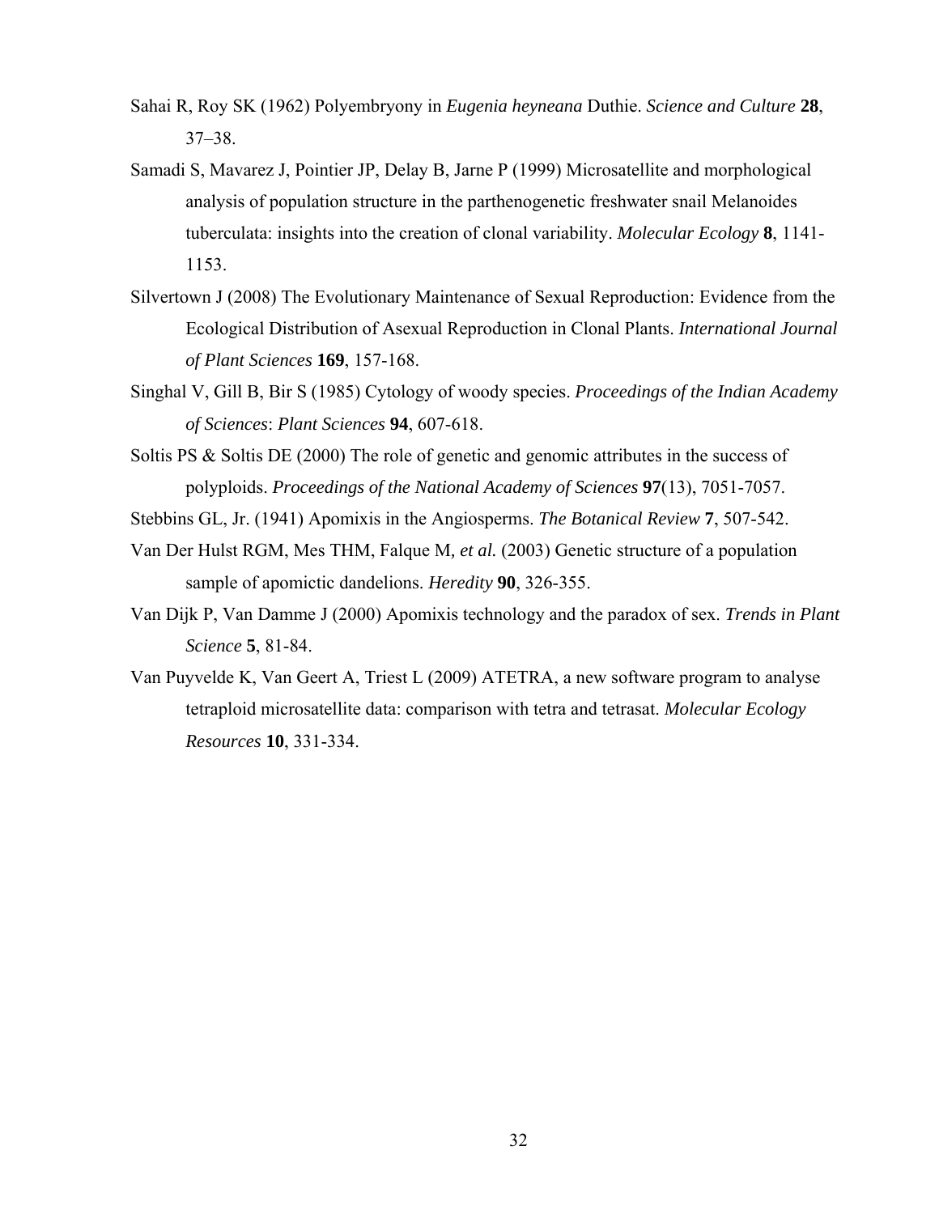Sahai R, Roy SK (1962) Polyembryony in *Eugenia heyneana* Duthie. *Science and Culture* **28**, 37–38.

Samadi S, Mavarez J, Pointier JP, Delay B, Jarne P (1999) Microsatellite and morphological analysis of population structure in the parthenogenetic freshwater snail Melanoides tuberculata: insights into the creation of clonal variability. *Molecular Ecology* **8**, 1141-1153.

Silvertown J (2008) The Evolutionary Maintenance of Sexual Reproduction: Evidence from the Ecological Distribution of Asexual Reproduction in Clonal Plants. *International Journal of Plant Sciences* **169**, 157-168.

Singhal V, Gill B, Bir S (1985) Cytology of woody species. *Proceedings of the Indian Academy of Sciences*: *Plant Sciences* **94**, 607-618.

Soltis PS & Soltis DE (2000) The role of genetic and genomic attributes in the success of polyploids. *Proceedings of the National Academy of Sciences* **97**(13), 7051-7057.

Stebbins GL, Jr. (1941) Apomixis in the Angiosperms. *The Botanical Review* **7**, 507-542.

Van Der Hulst RGM, Mes THM, Falque M, *et al.* (2003) Genetic structure of a population sample of apomictic dandelions. *Heredity* **90**, 326-355.

Van Dijk P, Van Damme J (2000) Apomixis technology and the paradox of sex. *Trends in Plant Science* **5**, 81-84.

Van Puyvelde K, Van Geert A, Triest L (2009) ATETRA, a new software program to analyse tetraploid microsatellite data: comparison with tetra and tetrasat. *Molecular Ecology Resources* **10**, 331-334.